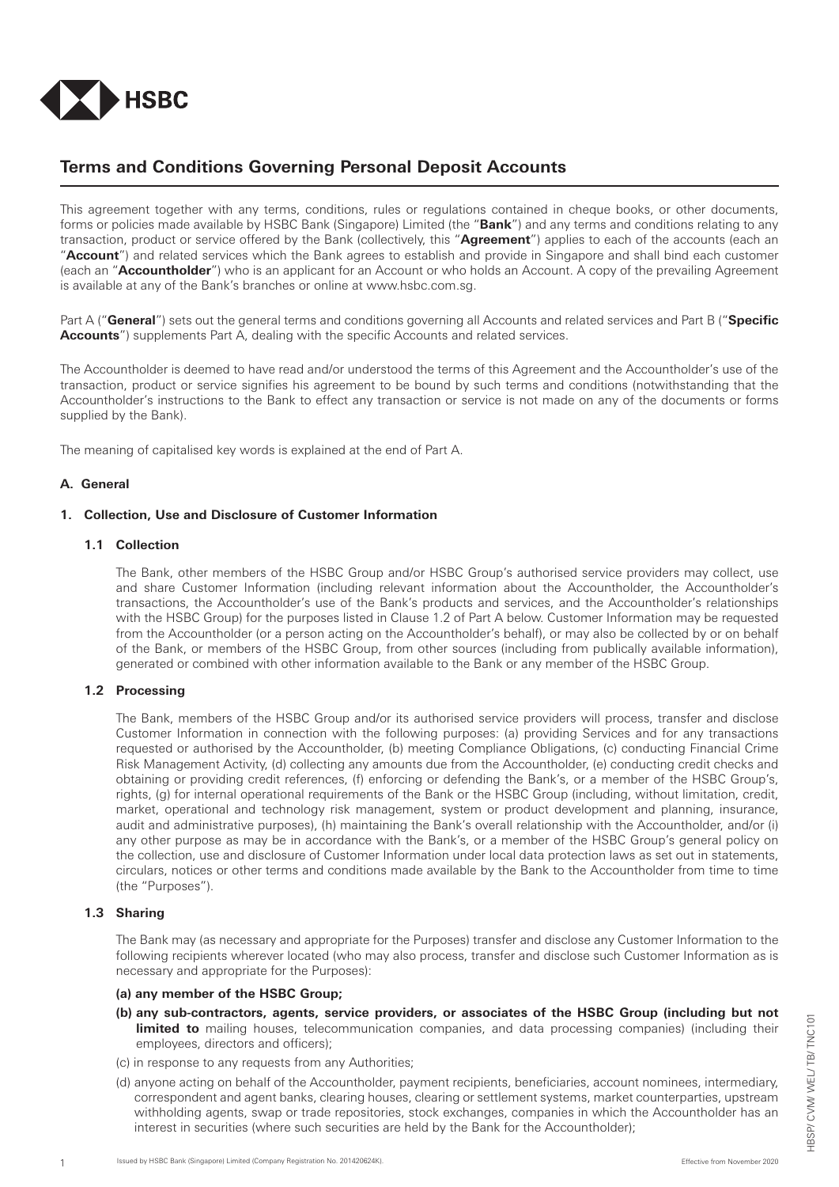HSBC

# Terms and Conditions Governing Personal Deposit Accounts

This agreement together with any terms, conditions, rules or regulations contained in cheque books, or other documents, forms or policies made available by HSBC Bank (Singapore) Limited (the "**Bank**") and any terms and conditions relating to any transaction, product or service offered by the Bank (collectively, this "**Agreement**") applies to each of the accounts (each an "**Account**") and related services which the Bank agrees to establish and provide in Singapore and shall bind each customer (each an "**Accountholder**") who is an applicant for an Account or who holds an Account. A copy of the prevailing Agreement is available at any of the Bank's branches or online at www.hsbc.com.sg.

Part A ("**General**") sets out the general terms and conditions governing all Accounts and related services and Part B ("**Specific Accounts**") supplements Part A, dealing with the specific Accounts and related services.

The Accountholder is deemed to have read and/or understood the terms of this Agreement and the Accountholder's use of the transaction, product or service signifies his agreement to be bound by such terms and conditions (notwithstanding that the Accountholder's instructions to the Bank to effect any transaction or service is not made on any of the documents or forms supplied by the Bank).

The meaning of capitalised key words is explained at the end of Part A.

## A. General

### 1. Collection, Use and Disclosure of Customer Information

#### 1.1 Collection

The Bank, other members of the HSBC Group and/or HSBC Group's authorised service providers may collect, use and share Customer Information (including relevant information about the Accountholder, the Accountholder's transactions, the Accountholder's use of the Bank's products and services, and the Accountholder's relationships with the HSBC Group) for the purposes listed in Clause 1.2 of Part A below. Customer Information may be requested from the Accountholder (or a person acting on the Accountholder's behalf), or may also be collected by or on behalf of the Bank, or members of the HSBC Group, from other sources (including from publically available information), generated or combined with other information available to the Bank or any member of the HSBC Group.

#### 1.2 Processing

The Bank, members of the HSBC Group and/or its authorised service providers will process, transfer and disclose Customer Information in connection with the following purposes: (a) providing Services and for any transactions requested or authorised by the Accountholder, (b) meeting Compliance Obligations, (c) conducting Financial Crime Risk Management Activity, (d) collecting any amounts due from the Accountholder, (e) conducting credit checks and obtaining or providing credit references, (f) enforcing or defending the Bank's, or a member of the HSBC Group's, rights, (g) for internal operational requirements of the Bank or the HSBC Group (including, without limitation, credit, market, operational and technology risk management, system or product development and planning, insurance, audit and administrative purposes), (h) maintaining the Bank's overall relationship with the Accountholder, and/or (i) any other purpose as may be in accordance with the Bank's, or a member of the HSBC Group's general policy on the collection, use and disclosure of Customer Information under local data protection laws as set out in statements, circulars, notices or other terms and conditions made available by the Bank to the Accountholder from time to time (the "Purposes").

#### 1.3 Sharing

The Bank may (as necessary and appropriate for the Purposes) transfer and disclose any Customer Information to the following recipients wherever located (who may also process, transfer and disclose such Customer Information as is necessary and appropriate for the Purposes):

**(a) any member of the HSBC Group;**

**(b) any sub-contractors, agents, service providers, or associates of the HSBC Group (including but not limited to** mailing houses, telecommunication companies, and data processing companies) (including their employees, directors and officers);

(c) in response to any requests from any Authorities;

(d) anyone acting on behalf of the Accountholder, payment recipients, beneficiaries, account nominees, intermediary, correspondent and agent banks, clearing houses, clearing or settlement systems, market counterparties, upstream withholding agents, swap or trade repositories, stock exchanges, companies in which the Accountholder has an interest in securities (where such securities are held by the Bank for the Accountholder);

Issued by HSBC Bank (Singapore) Limited (Company Registration No. 201420624K). Effective from November 2020

HBSP/ CVM/ WEL/ TB/ TNC101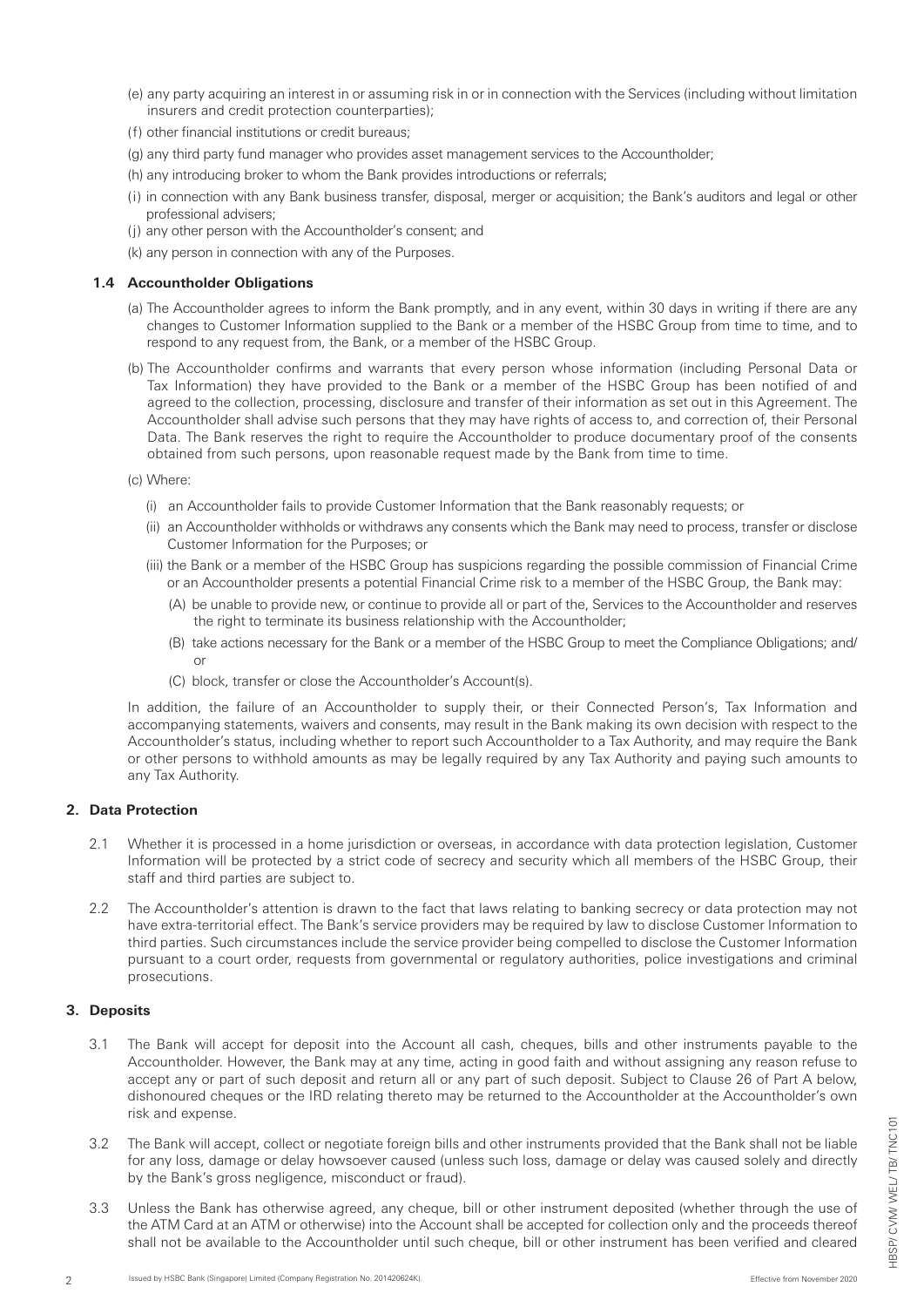(e) any party acquiring an interest in or assuming risk in or in connection with the Services (including without limitation insurers and credit protection counterparties);

(f) other financial institutions or credit bureaus;

(g) any third party fund manager who provides asset management services to the Accountholder;

(h) any introducing broker to whom the Bank provides introductions or referrals;

(i) in connection with any Bank business transfer, disposal, merger or acquisition; the Bank's auditors and legal or other professional advisers;

(j) any other person with the Accountholder's consent; and

(k) any person in connection with any of the Purposes.

### 1.4 Accountholder Obligations

(a) The Accountholder agrees to inform the Bank promptly, and in any event, within 30 days in writing if there are any changes to Customer Information supplied to the Bank or a member of the HSBC Group from time to time, and to respond to any request from, the Bank, or a member of the HSBC Group.

(b) The Accountholder confirms and warrants that every person whose information (including Personal Data or Tax Information) they have provided to the Bank or a member of the HSBC Group has been notified of and agreed to the collection, processing, disclosure and transfer of their information as set out in this Agreement. The Accountholder shall advise such persons that they may have rights of access to, and correction of, their Personal Data. The Bank reserves the right to require the Accountholder to produce documentary proof of the consents obtained from such persons, upon reasonable request made by the Bank from time to time.

(c) Where:

(i) an Accountholder fails to provide Customer Information that the Bank reasonably requests; or

(ii) an Accountholder withholds or withdraws any consents which the Bank may need to process, transfer or disclose Customer Information for the Purposes; or

(iii) the Bank or a member of the HSBC Group has suspicions regarding the possible commission of Financial Crime or an Accountholder presents a potential Financial Crime risk to a member of the HSBC Group, the Bank may:

(A) be unable to provide new, or continue to provide all or part of the, Services to the Accountholder and reserves the right to terminate its business relationship with the Accountholder;

(B) take actions necessary for the Bank or a member of the HSBC Group to meet the Compliance Obligations; and/or

(C) block, transfer or close the Accountholder's Account(s).

In addition, the failure of an Accountholder to supply their, or their Connected Person's, Tax Information and accompanying statements, waivers and consents, may result in the Bank making its own decision with respect to the Accountholder's status, including whether to report such Accountholder to a Tax Authority, and may require the Bank or other persons to withhold amounts as may be legally required by any Tax Authority and paying such amounts to any Tax Authority.

## 2. Data Protection

2.1 Whether it is processed in a home jurisdiction or overseas, in accordance with data protection legislation, Customer Information will be protected by a strict code of secrecy and security which all members of the HSBC Group, their staff and third parties are subject to.

2.2 The Accountholder's attention is drawn to the fact that laws relating to banking secrecy or data protection may not have extra-territorial effect. The Bank's service providers may be required by law to disclose Customer Information to third parties. Such circumstances include the service provider being compelled to disclose the Customer Information pursuant to a court order, requests from governmental or regulatory authorities, police investigations and criminal prosecutions.

## 3. Deposits

3.1 The Bank will accept for deposit into the Account all cash, cheques, bills and other instruments payable to the Accountholder. However, the Bank may at any time, acting in good faith and without assigning any reason refuse to accept any or part of such deposit and return all or any part of such deposit. Subject to Clause 26 of Part A below, dishonoured cheques or the IRD relating thereto may be returned to the Accountholder at the Accountholder's own risk and expense.

3.2 The Bank will accept, collect or negotiate foreign bills and other instruments provided that the Bank shall not be liable for any loss, damage or delay howsoever caused (unless such loss, damage or delay was caused solely and directly by the Bank's gross negligence, misconduct or fraud).

3.3 Unless the Bank has otherwise agreed, any cheque, bill or other instrument deposited (whether through the use of the ATM Card at an ATM or otherwise) into the Account shall be accepted for collection only and the proceeds thereof shall not be available to the Accountholder until such cheque, bill or other instrument has been verified and cleared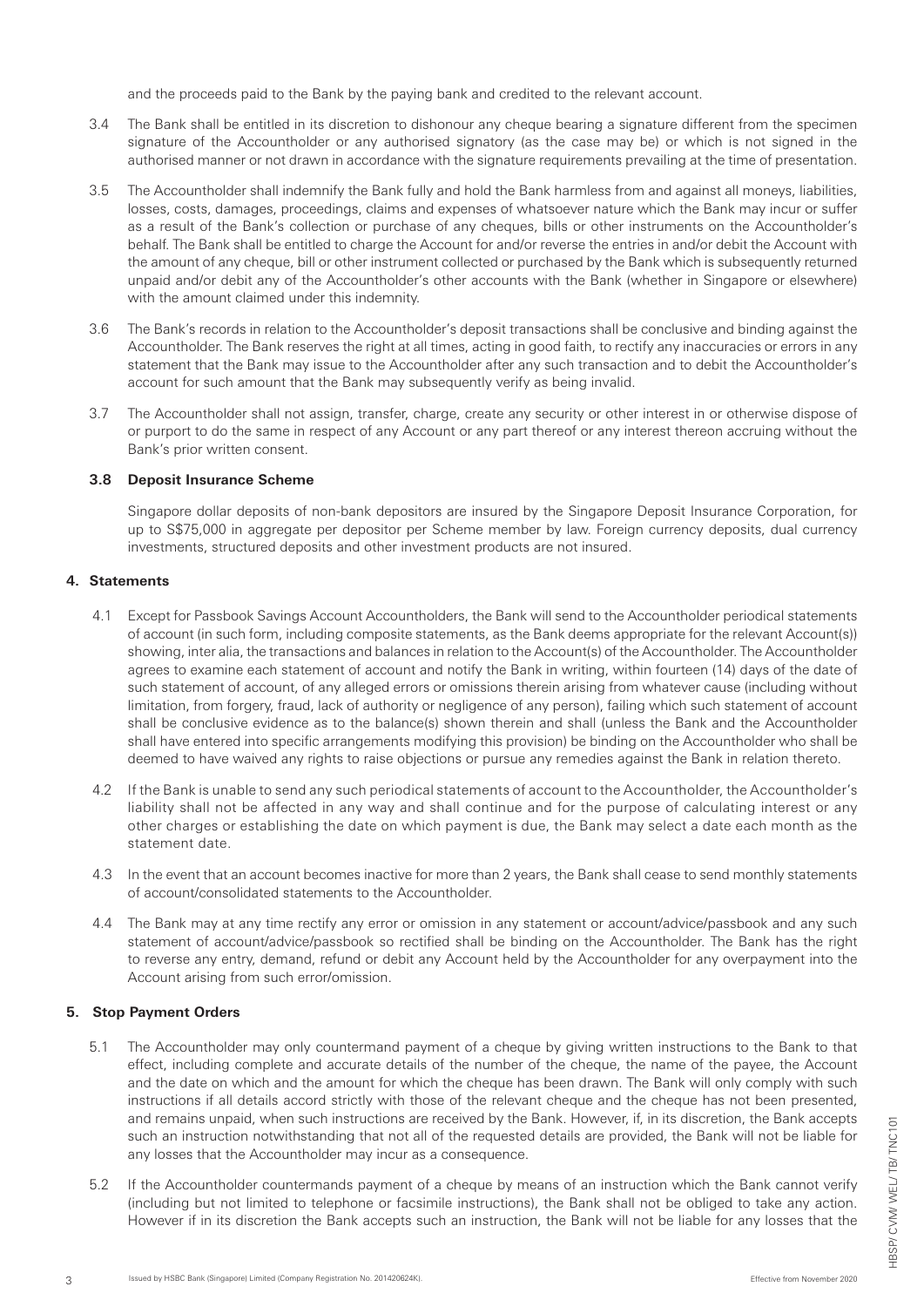and the proceeds paid to the Bank by the paying bank and credited to the relevant account.

3.4 The Bank shall be entitled in its discretion to dishonour any cheque bearing a signature different from the specimen signature of the Accountholder or any authorised signatory (as the case may be) or which is not signed in the authorised manner or not drawn in accordance with the signature requirements prevailing at the time of presentation.

3.5 The Accountholder shall indemnify the Bank fully and hold the Bank harmless from and against all moneys, liabilities, losses, costs, damages, proceedings, claims and expenses of whatsoever nature which the Bank may incur or suffer as a result of the Bank's collection or purchase of any cheques, bills or other instruments on the Accountholder's behalf. The Bank shall be entitled to charge the Account for and/or reverse the entries in and/or debit the Account with the amount of any cheque, bill or other instrument collected or purchased by the Bank which is subsequently returned unpaid and/or debit any of the Accountholder's other accounts with the Bank (whether in Singapore or elsewhere) with the amount claimed under this indemnity.

3.6 The Bank's records in relation to the Accountholder's deposit transactions shall be conclusive and binding against the Accountholder. The Bank reserves the right at all times, acting in good faith, to rectify any inaccuracies or errors in any statement that the Bank may issue to the Accountholder after any such transaction and to debit the Accountholder's account for such amount that the Bank may subsequently verify as being invalid.

3.7 The Accountholder shall not assign, transfer, charge, create any security or other interest in or otherwise dispose of or purport to do the same in respect of any Account or any part thereof or any interest thereon accruing without the Bank's prior written consent.

### 3.8 Deposit Insurance Scheme

Singapore dollar deposits of non-bank depositors are insured by the Singapore Deposit Insurance Corporation, for up to S$75,000 in aggregate per depositor per Scheme member by law. Foreign currency deposits, dual currency investments, structured deposits and other investment products are not insured.

## 4. Statements

4.1 Except for Passbook Savings Account Accountholders, the Bank will send to the Accountholder periodical statements of account (in such form, including composite statements, as the Bank deems appropriate for the relevant Account(s)) showing, inter alia, the transactions and balances in relation to the Account(s) of the Accountholder. The Accountholder agrees to examine each statement of account and notify the Bank in writing, within fourteen (14) days of the date of such statement of account, of any alleged errors or omissions therein arising from whatever cause (including without limitation, from forgery, fraud, lack of authority or negligence of any person), failing which such statement of account shall be conclusive evidence as to the balance(s) shown therein and shall (unless the Bank and the Accountholder shall have entered into specific arrangements modifying this provision) be binding on the Accountholder who shall be deemed to have waived any rights to raise objections or pursue any remedies against the Bank in relation thereto.

4.2 If the Bank is unable to send any such periodical statements of account to the Accountholder, the Accountholder's liability shall not be affected in any way and shall continue and for the purpose of calculating interest or any other charges or establishing the date on which payment is due, the Bank may select a date each month as the statement date.

4.3 In the event that an account becomes inactive for more than 2 years, the Bank shall cease to send monthly statements of account/consolidated statements to the Accountholder.

4.4 The Bank may at any time rectify any error or omission in any statement or account/advice/passbook and any such statement of account/advice/passbook so rectified shall be binding on the Accountholder. The Bank has the right to reverse any entry, demand, refund or debit any Account held by the Accountholder for any overpayment into the Account arising from such error/omission.

## 5. Stop Payment Orders

5.1 The Accountholder may only countermand payment of a cheque by giving written instructions to the Bank to that effect, including complete and accurate details of the number of the cheque, the name of the payee, the Account and the date on which and the amount for which the cheque has been drawn. The Bank will only comply with such instructions if all details accord strictly with those of the relevant cheque and the cheque has not been presented, and remains unpaid, when such instructions are received by the Bank. However, if, in its discretion, the Bank accepts such an instruction notwithstanding that not all of the requested details are provided, the Bank will not be liable for any losses that the Accountholder may incur as a consequence.

5.2 If the Accountholder countermands payment of a cheque by means of an instruction which the Bank cannot verify (including but not limited to telephone or facsimile instructions), the Bank shall not be obliged to take any action. However if in its discretion the Bank accepts such an instruction, the Bank will not be liable for any losses that the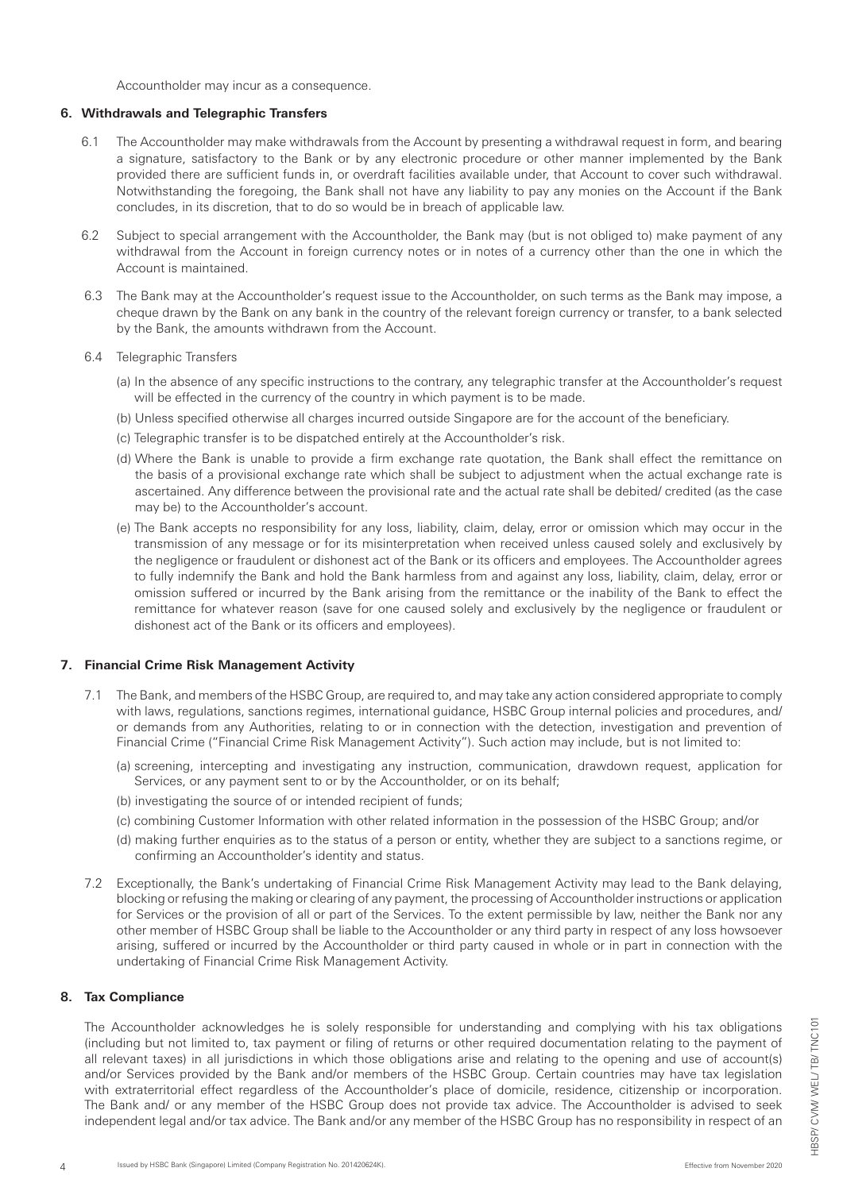Accountholder may incur as a consequence.

## 6. Withdrawals and Telegraphic Transfers

6.1 The Accountholder may make withdrawals from the Account by presenting a withdrawal request in form, and bearing a signature, satisfactory to the Bank or by any electronic procedure or other manner implemented by the Bank provided there are sufficient funds in, or overdraft facilities available under, that Account to cover such withdrawal. Notwithstanding the foregoing, the Bank shall not have any liability to pay any monies on the Account if the Bank concludes, in its discretion, that to do so would be in breach of applicable law.

6.2 Subject to special arrangement with the Accountholder, the Bank may (but is not obliged to) make payment of any withdrawal from the Account in foreign currency notes or in notes of a currency other than the one in which the Account is maintained.

6.3 The Bank may at the Accountholder's request issue to the Accountholder, on such terms as the Bank may impose, a cheque drawn by the Bank on any bank in the country of the relevant foreign currency or transfer, to a bank selected by the Bank, the amounts withdrawn from the Account.

6.4 Telegraphic Transfers

(a) In the absence of any specific instructions to the contrary, any telegraphic transfer at the Accountholder's request will be effected in the currency of the country in which payment is to be made.

(b) Unless specified otherwise all charges incurred outside Singapore are for the account of the beneficiary.

(c) Telegraphic transfer is to be dispatched entirely at the Accountholder's risk.

(d) Where the Bank is unable to provide a firm exchange rate quotation, the Bank shall effect the remittance on the basis of a provisional exchange rate which shall be subject to adjustment when the actual exchange rate is ascertained. Any difference between the provisional rate and the actual rate shall be debited/ credited (as the case may be) to the Accountholder's account.

(e) The Bank accepts no responsibility for any loss, liability, claim, delay, error or omission which may occur in the transmission of any message or for its misinterpretation when received unless caused solely and exclusively by the negligence or fraudulent or dishonest act of the Bank or its officers and employees. The Accountholder agrees to fully indemnify the Bank and hold the Bank harmless from and against any loss, liability, claim, delay, error or omission suffered or incurred by the Bank arising from the remittance or the inability of the Bank to effect the remittance for whatever reason (save for one caused solely and exclusively by the negligence or fraudulent or dishonest act of the Bank or its officers and employees).

## 7. Financial Crime Risk Management Activity

7.1 The Bank, and members of the HSBC Group, are required to, and may take any action considered appropriate to comply with laws, regulations, sanctions regimes, international guidance, HSBC Group internal policies and procedures, and/ or demands from any Authorities, relating to or in connection with the detection, investigation and prevention of Financial Crime ("Financial Crime Risk Management Activity"). Such action may include, but is not limited to:

(a) screening, intercepting and investigating any instruction, communication, drawdown request, application for Services, or any payment sent to or by the Accountholder, or on its behalf;

(b) investigating the source of or intended recipient of funds;

(c) combining Customer Information with other related information in the possession of the HSBC Group; and/or

(d) making further enquiries as to the status of a person or entity, whether they are subject to a sanctions regime, or confirming an Accountholder's identity and status.

7.2 Exceptionally, the Bank's undertaking of Financial Crime Risk Management Activity may lead to the Bank delaying, blocking or refusing the making or clearing of any payment, the processing of Accountholder instructions or application for Services or the provision of all or part of the Services. To the extent permissible by law, neither the Bank nor any other member of HSBC Group shall be liable to the Accountholder or any third party in respect of any loss howsoever arising, suffered or incurred by the Accountholder or third party caused in whole or in part in connection with the undertaking of Financial Crime Risk Management Activity.

## 8. Tax Compliance

The Accountholder acknowledges he is solely responsible for understanding and complying with his tax obligations (including but not limited to, tax payment or filing of returns or other required documentation relating to the payment of all relevant taxes) in all jurisdictions in which those obligations arise and relating to the opening and use of account(s) and/or Services provided by the Bank and/or members of the HSBC Group. Certain countries may have tax legislation with extraterritorial effect regardless of the Accountholder's place of domicile, residence, citizenship or incorporation. The Bank and/ or any member of the HSBC Group does not provide tax advice. The Accountholder is advised to seek independent legal and/or tax advice. The Bank and/or any member of the HSBC Group has no responsibility in respect of an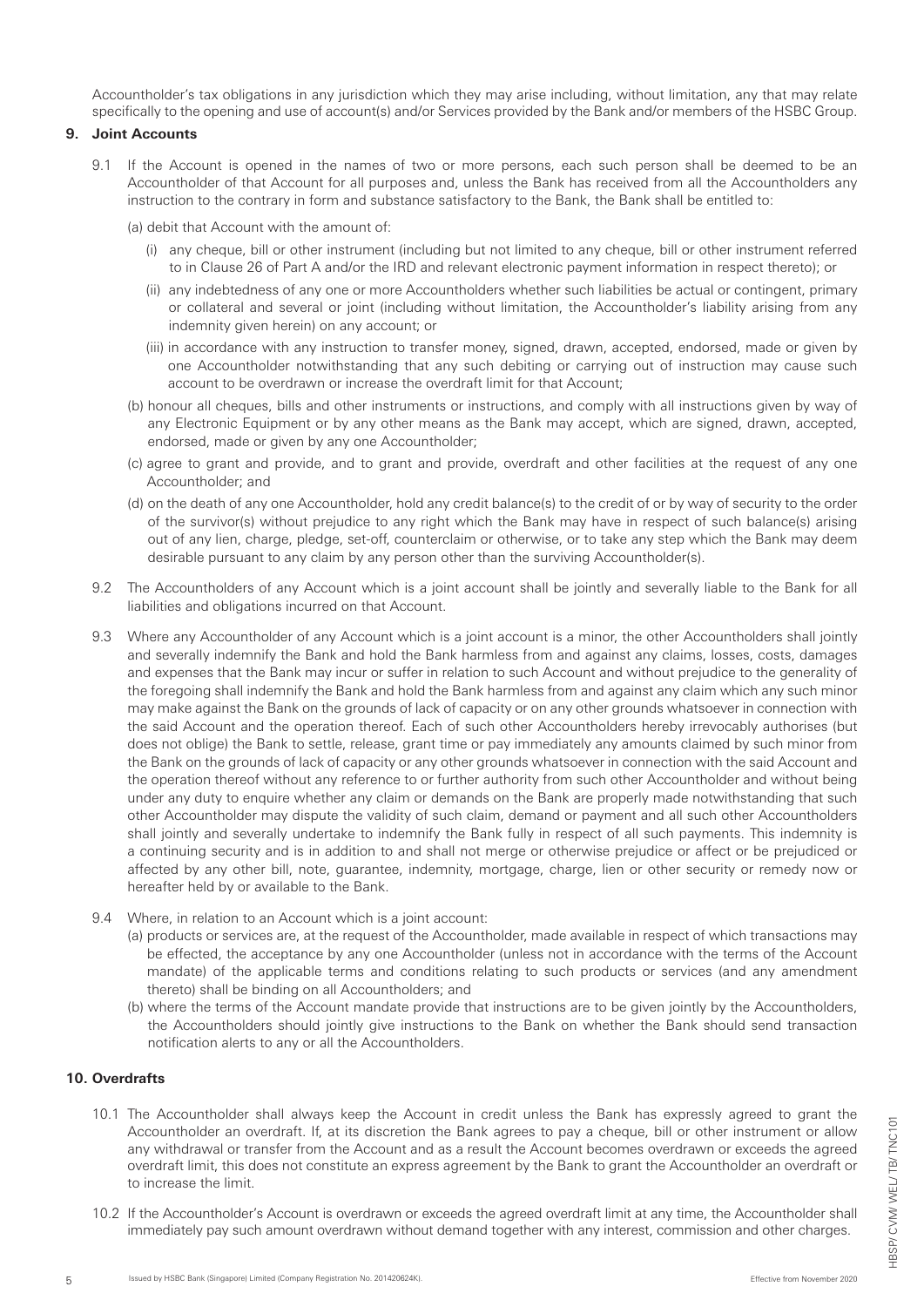Accountholder's tax obligations in any jurisdiction which they may arise including, without limitation, any that may relate specifically to the opening and use of account(s) and/or Services provided by the Bank and/or members of the HSBC Group.

**9. Joint Accounts**

9.1 If the Account is opened in the names of two or more persons, each such person shall be deemed to be an Accountholder of that Account for all purposes and, unless the Bank has received from all the Accountholders any instruction to the contrary in form and substance satisfactory to the Bank, the Bank shall be entitled to:

(a) debit that Account with the amount of:

(i) any cheque, bill or other instrument (including but not limited to any cheque, bill or other instrument referred to in Clause 26 of Part A and/or the IRD and relevant electronic payment information in respect thereto); or

(ii) any indebtedness of any one or more Accountholders whether such liabilities be actual or contingent, primary or collateral and several or joint (including without limitation, the Accountholder's liability arising from any indemnity given herein) on any account; or

(iii) in accordance with any instruction to transfer money, signed, drawn, accepted, endorsed, made or given by one Accountholder notwithstanding that any such debiting or carrying out of instruction may cause such account to be overdrawn or increase the overdraft limit for that Account;

(b) honour all cheques, bills and other instruments or instructions, and comply with all instructions given by way of any Electronic Equipment or by any other means as the Bank may accept, which are signed, drawn, accepted, endorsed, made or given by any one Accountholder;

(c) agree to grant and provide, and to grant and provide, overdraft and other facilities at the request of any one Accountholder; and

(d) on the death of any one Accountholder, hold any credit balance(s) to the credit of or by way of security to the order of the survivor(s) without prejudice to any right which the Bank may have in respect of such balance(s) arising out of any lien, charge, pledge, set-off, counterclaim or otherwise, or to take any step which the Bank may deem desirable pursuant to any claim by any person other than the surviving Accountholder(s).

9.2 The Accountholders of any Account which is a joint account shall be jointly and severally liable to the Bank for all liabilities and obligations incurred on that Account.

9.3 Where any Accountholder of any Account which is a joint account is a minor, the other Accountholders shall jointly and severally indemnify the Bank and hold the Bank harmless from and against any claims, losses, costs, damages and expenses that the Bank may incur or suffer in relation to such Account and without prejudice to the generality of the foregoing shall indemnify the Bank and hold the Bank harmless from and against any claim which any such minor may make against the Bank on the grounds of lack of capacity or on any other grounds whatsoever in connection with the said Account and the operation thereof. Each of such other Accountholders hereby irrevocably authorises (but does not oblige) the Bank to settle, release, grant time or pay immediately any amounts claimed by such minor from the Bank on the grounds of lack of capacity or any other grounds whatsoever in connection with the said Account and the operation thereof without any reference to or further authority from such other Accountholder and without being under any duty to enquire whether any claim or demands on the Bank are properly made notwithstanding that such other Accountholder may dispute the validity of such claim, demand or payment and all such other Accountholders shall jointly and severally undertake to indemnify the Bank fully in respect of all such payments. This indemnity is a continuing security and is in addition to and shall not merge or otherwise prejudice or affect or be prejudiced or affected by any other bill, note, guarantee, indemnity, mortgage, charge, lien or other security or remedy now or hereafter held by or available to the Bank.

9.4 Where, in relation to an Account which is a joint account:

(a) products or services are, at the request of the Accountholder, made available in respect of which transactions may be effected, the acceptance by any one Accountholder (unless not in accordance with the terms of the Account mandate) of the applicable terms and conditions relating to such products or services (and any amendment thereto) shall be binding on all Accountholders; and

(b) where the terms of the Account mandate provide that instructions are to be given jointly by the Accountholders, the Accountholders should jointly give instructions to the Bank on whether the Bank should send transaction notification alerts to any or all the Accountholders.

**10. Overdrafts**

10.1 The Accountholder shall always keep the Account in credit unless the Bank has expressly agreed to grant the Accountholder an overdraft. If, at its discretion the Bank agrees to pay a cheque, bill or other instrument or allow any withdrawal or transfer from the Account and as a result the Account becomes overdrawn or exceeds the agreed overdraft limit, this does not constitute an express agreement by the Bank to grant the Accountholder an overdraft or to increase the limit.

10.2 If the Accountholder's Account is overdrawn or exceeds the agreed overdraft limit at any time, the Accountholder shall immediately pay such amount overdrawn without demand together with any interest, commission and other charges.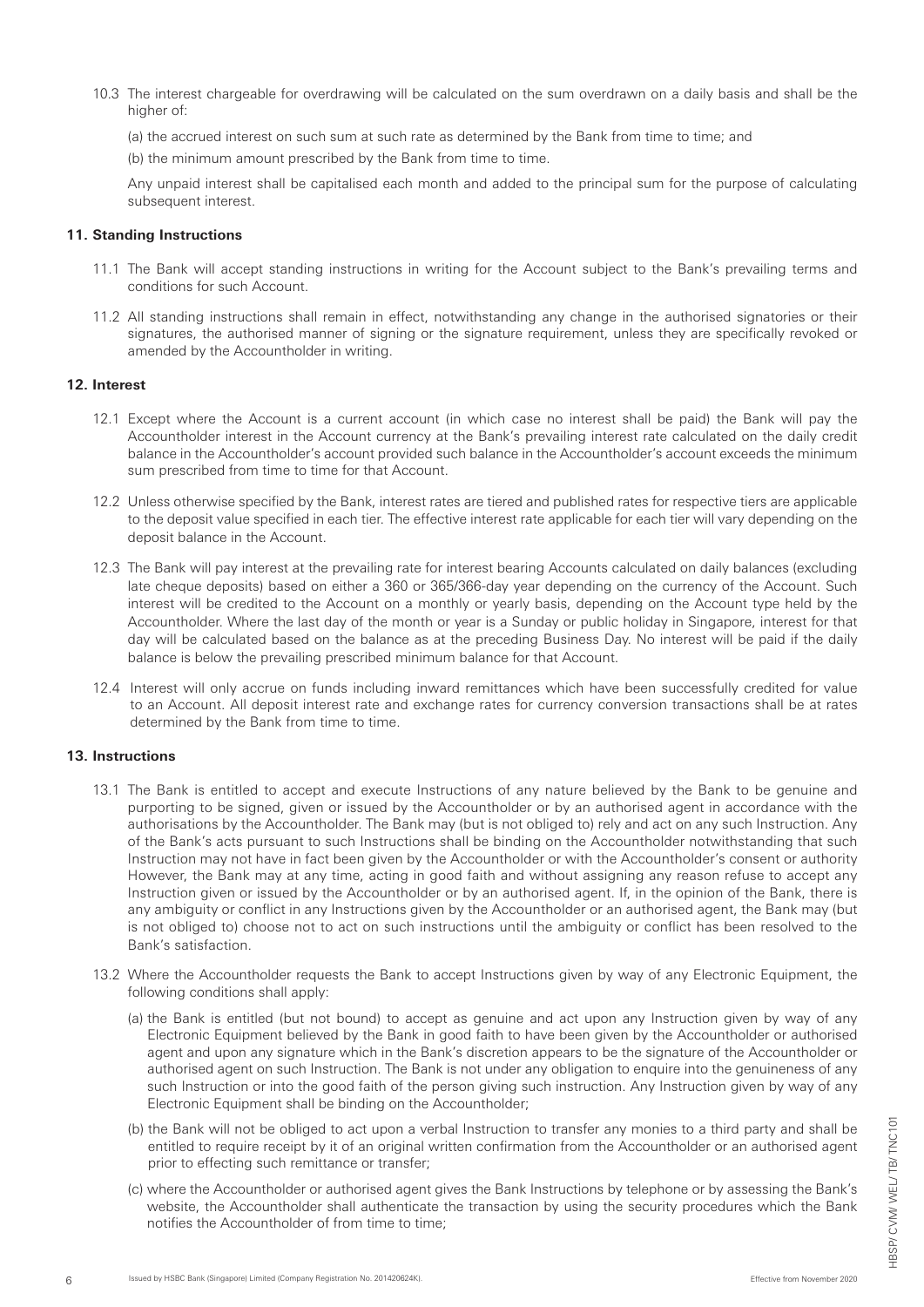10.3 The interest chargeable for overdrawing will be calculated on the sum overdrawn on a daily basis and shall be the higher of:

(a) the accrued interest on such sum at such rate as determined by the Bank from time to time; and

(b) the minimum amount prescribed by the Bank from time to time.

Any unpaid interest shall be capitalised each month and added to the principal sum for the purpose of calculating subsequent interest.

## 11. Standing Instructions

11.1 The Bank will accept standing instructions in writing for the Account subject to the Bank's prevailing terms and conditions for such Account.

11.2 All standing instructions shall remain in effect, notwithstanding any change in the authorised signatories or their signatures, the authorised manner of signing or the signature requirement, unless they are specifically revoked or amended by the Accountholder in writing.

## 12. Interest

12.1 Except where the Account is a current account (in which case no interest shall be paid) the Bank will pay the Accountholder interest in the Account currency at the Bank's prevailing interest rate calculated on the daily credit balance in the Accountholder's account provided such balance in the Accountholder's account exceeds the minimum sum prescribed from time to time for that Account.

12.2 Unless otherwise specified by the Bank, interest rates are tiered and published rates for respective tiers are applicable to the deposit value specified in each tier. The effective interest rate applicable for each tier will vary depending on the deposit balance in the Account.

12.3 The Bank will pay interest at the prevailing rate for interest bearing Accounts calculated on daily balances (excluding late cheque deposits) based on either a 360 or 365/366-day year depending on the currency of the Account. Such interest will be credited to the Account on a monthly or yearly basis, depending on the Account type held by the Accountholder. Where the last day of the month or year is a Sunday or public holiday in Singapore, interest for that day will be calculated based on the balance as at the preceding Business Day. No interest will be paid if the daily balance is below the prevailing prescribed minimum balance for that Account.

12.4 Interest will only accrue on funds including inward remittances which have been successfully credited for value to an Account. All deposit interest rate and exchange rates for currency conversion transactions shall be at rates determined by the Bank from time to time.

## 13. Instructions

13.1 The Bank is entitled to accept and execute Instructions of any nature believed by the Bank to be genuine and purporting to be signed, given or issued by the Accountholder or by an authorised agent in accordance with the authorisations by the Accountholder. The Bank may (but is not obliged to) rely and act on any such Instruction. Any of the Bank's acts pursuant to such Instructions shall be binding on the Accountholder notwithstanding that such Instruction may not have in fact been given by the Accountholder or with the Accountholder's consent or authority However, the Bank may at any time, acting in good faith and without assigning any reason refuse to accept any Instruction given or issued by the Accountholder or by an authorised agent. If, in the opinion of the Bank, there is any ambiguity or conflict in any Instructions given by the Accountholder or an authorised agent, the Bank may (but is not obliged to) choose not to act on such instructions until the ambiguity or conflict has been resolved to the Bank's satisfaction.

13.2 Where the Accountholder requests the Bank to accept Instructions given by way of any Electronic Equipment, the following conditions shall apply:

(a) the Bank is entitled (but not bound) to accept as genuine and act upon any Instruction given by way of any Electronic Equipment believed by the Bank in good faith to have been given by the Accountholder or authorised agent and upon any signature which in the Bank's discretion appears to be the signature of the Accountholder or authorised agent on such Instruction. The Bank is not under any obligation to enquire into the genuineness of any such Instruction or into the good faith of the person giving such instruction. Any Instruction given by way of any Electronic Equipment shall be binding on the Accountholder;

(b) the Bank will not be obliged to act upon a verbal Instruction to transfer any monies to a third party and shall be entitled to require receipt by it of an original written confirmation from the Accountholder or an authorised agent prior to effecting such remittance or transfer;

(c) where the Accountholder or authorised agent gives the Bank Instructions by telephone or by assessing the Bank's website, the Accountholder shall authenticate the transaction by using the security procedures which the Bank notifies the Accountholder of from time to time;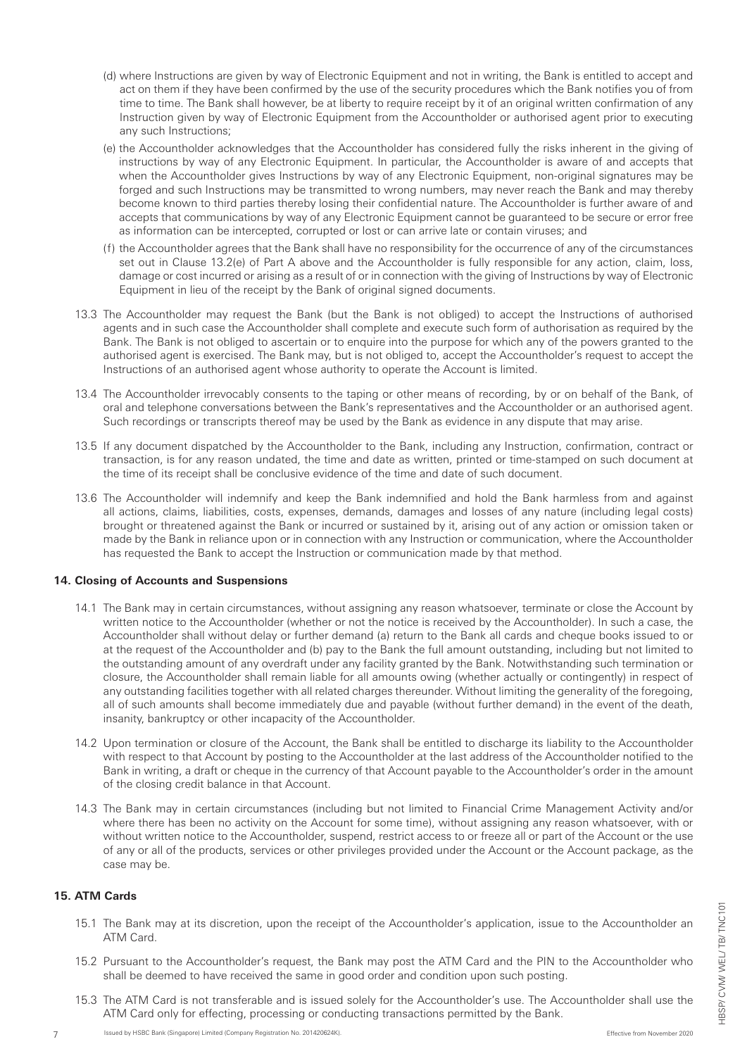(d) where Instructions are given by way of Electronic Equipment and not in writing, the Bank is entitled to accept and act on them if they have been confirmed by the use of the security procedures which the Bank notifies you of from time to time. The Bank shall however, be at liberty to require receipt by it of an original written confirmation of any Instruction given by way of Electronic Equipment from the Accountholder or authorised agent prior to executing any such Instructions;

(e) the Accountholder acknowledges that the Accountholder has considered fully the risks inherent in the giving of instructions by way of any Electronic Equipment. In particular, the Accountholder is aware of and accepts that when the Accountholder gives Instructions by way of any Electronic Equipment, non-original signatures may be forged and such Instructions may be transmitted to wrong numbers, may never reach the Bank and may thereby become known to third parties thereby losing their confidential nature. The Accountholder is further aware of and accepts that communications by way of any Electronic Equipment cannot be guaranteed to be secure or error free as information can be intercepted, corrupted or lost or can arrive late or contain viruses; and

(f) the Accountholder agrees that the Bank shall have no responsibility for the occurrence of any of the circumstances set out in Clause 13.2(e) of Part A above and the Accountholder is fully responsible for any action, claim, loss, damage or cost incurred or arising as a result of or in connection with the giving of Instructions by way of Electronic Equipment in lieu of the receipt by the Bank of original signed documents.

13.3 The Accountholder may request the Bank (but the Bank is not obliged) to accept the Instructions of authorised agents and in such case the Accountholder shall complete and execute such form of authorisation as required by the Bank. The Bank is not obliged to ascertain or to enquire into the purpose for which any of the powers granted to the authorised agent is exercised. The Bank may, but is not obliged to, accept the Accountholder's request to accept the Instructions of an authorised agent whose authority to operate the Account is limited.

13.4 The Accountholder irrevocably consents to the taping or other means of recording, by or on behalf of the Bank, of oral and telephone conversations between the Bank's representatives and the Accountholder or an authorised agent. Such recordings or transcripts thereof may be used by the Bank as evidence in any dispute that may arise.

13.5 If any document dispatched by the Accountholder to the Bank, including any Instruction, confirmation, contract or transaction, is for any reason undated, the time and date as written, printed or time-stamped on such document at the time of its receipt shall be conclusive evidence of the time and date of such document.

13.6 The Accountholder will indemnify and keep the Bank indemnified and hold the Bank harmless from and against all actions, claims, liabilities, costs, expenses, demands, damages and losses of any nature (including legal costs) brought or threatened against the Bank or incurred or sustained by it, arising out of any action or omission taken or made by the Bank in reliance upon or in connection with any Instruction or communication, where the Accountholder has requested the Bank to accept the Instruction or communication made by that method.

## 14. Closing of Accounts and Suspensions

14.1 The Bank may in certain circumstances, without assigning any reason whatsoever, terminate or close the Account by written notice to the Accountholder (whether or not the notice is received by the Accountholder). In such a case, the Accountholder shall without delay or further demand (a) return to the Bank all cards and cheque books issued to or at the request of the Accountholder and (b) pay to the Bank the full amount outstanding, including but not limited to the outstanding amount of any overdraft under any facility granted by the Bank. Notwithstanding such termination or closure, the Accountholder shall remain liable for all amounts owing (whether actually or contingently) in respect of any outstanding facilities together with all related charges thereunder. Without limiting the generality of the foregoing, all of such amounts shall become immediately due and payable (without further demand) in the event of the death, insanity, bankruptcy or other incapacity of the Accountholder.

14.2 Upon termination or closure of the Account, the Bank shall be entitled to discharge its liability to the Accountholder with respect to that Account by posting to the Accountholder at the last address of the Accountholder notified to the Bank in writing, a draft or cheque in the currency of that Account payable to the Accountholder's order in the amount of the closing credit balance in that Account.

14.3 The Bank may in certain circumstances (including but not limited to Financial Crime Management Activity and/or where there has been no activity on the Account for some time), without assigning any reason whatsoever, with or without written notice to the Accountholder, suspend, restrict access to or freeze all or part of the Account or the use of any or all of the products, services or other privileges provided under the Account or the Account package, as the case may be.

## 15. ATM Cards

15.1 The Bank may at its discretion, upon the receipt of the Accountholder's application, issue to the Accountholder an ATM Card.

15.2 Pursuant to the Accountholder's request, the Bank may post the ATM Card and the PIN to the Accountholder who shall be deemed to have received the same in good order and condition upon such posting.

15.3 The ATM Card is not transferable and is issued solely for the Accountholder's use. The Accountholder shall use the ATM Card only for effecting, processing or conducting transactions permitted by the Bank.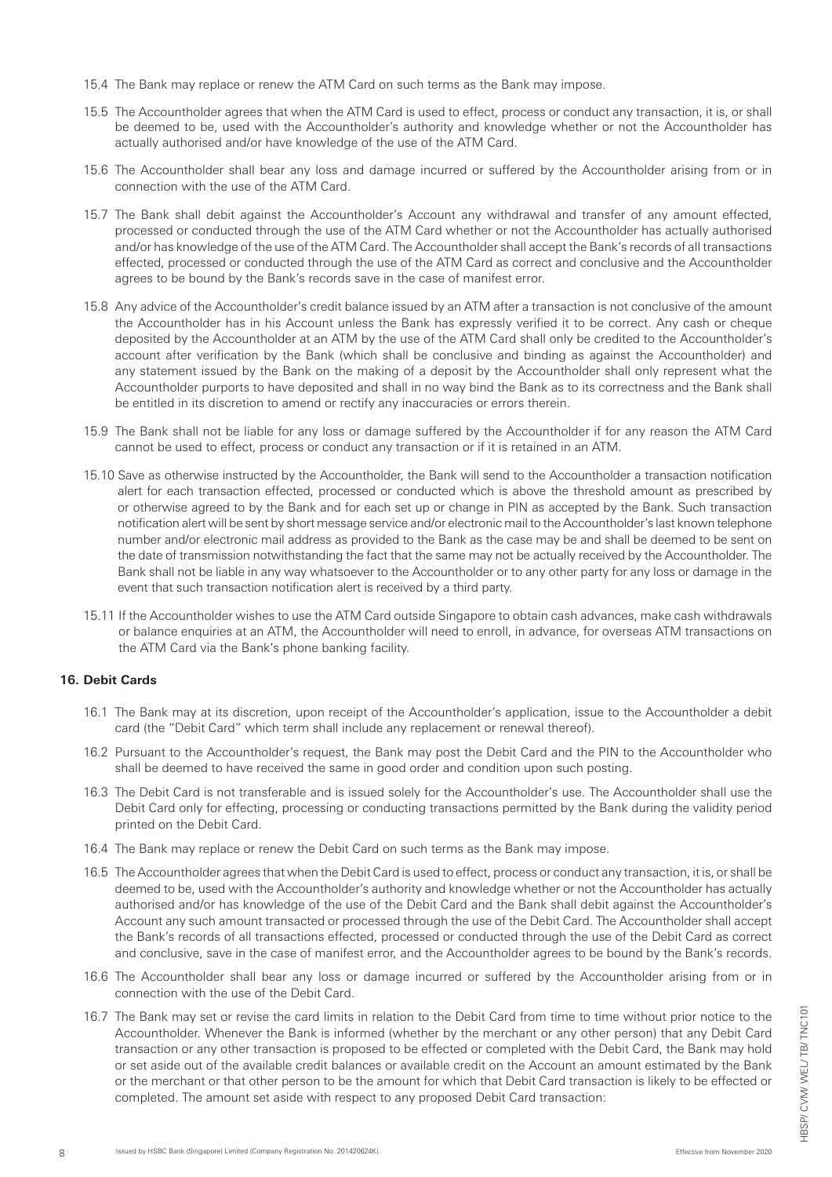15.4 The Bank may replace or renew the ATM Card on such terms as the Bank may impose.

15.5 The Accountholder agrees that when the ATM Card is used to effect, process or conduct any transaction, it is, or shall be deemed to be, used with the Accountholder's authority and knowledge whether or not the Accountholder has actually authorised and/or have knowledge of the use of the ATM Card.

15.6 The Accountholder shall bear any loss and damage incurred or suffered by the Accountholder arising from or in connection with the use of the ATM Card.

15.7 The Bank shall debit against the Accountholder's Account any withdrawal and transfer of any amount effected, processed or conducted through the use of the ATM Card whether or not the Accountholder has actually authorised and/or has knowledge of the use of the ATM Card. The Accountholder shall accept the Bank's records of all transactions effected, processed or conducted through the use of the ATM Card as correct and conclusive and the Accountholder agrees to be bound by the Bank's records save in the case of manifest error.

15.8 Any advice of the Accountholder's credit balance issued by an ATM after a transaction is not conclusive of the amount the Accountholder has in his Account unless the Bank has expressly verified it to be correct. Any cash or cheque deposited by the Accountholder at an ATM by the use of the ATM Card shall only be credited to the Accountholder's account after verification by the Bank (which shall be conclusive and binding as against the Accountholder) and any statement issued by the Bank on the making of a deposit by the Accountholder shall only represent what the Accountholder purports to have deposited and shall in no way bind the Bank as to its correctness and the Bank shall be entitled in its discretion to amend or rectify any inaccuracies or errors therein.

15.9 The Bank shall not be liable for any loss or damage suffered by the Accountholder if for any reason the ATM Card cannot be used to effect, process or conduct any transaction or if it is retained in an ATM.

15.10 Save as otherwise instructed by the Accountholder, the Bank will send to the Accountholder a transaction notification alert for each transaction effected, processed or conducted which is above the threshold amount as prescribed by or otherwise agreed to by the Bank and for each set up or change in PIN as accepted by the Bank. Such transaction notification alert will be sent by short message service and/or electronic mail to the Accountholder's last known telephone number and/or electronic mail address as provided to the Bank as the case may be and shall be deemed to be sent on the date of transmission notwithstanding the fact that the same may not be actually received by the Accountholder. The Bank shall not be liable in any way whatsoever to the Accountholder or to any other party for any loss or damage in the event that such transaction notification alert is received by a third party.

15.11 If the Accountholder wishes to use the ATM Card outside Singapore to obtain cash advances, make cash withdrawals or balance enquiries at an ATM, the Accountholder will need to enroll, in advance, for overseas ATM transactions on the ATM Card via the Bank's phone banking facility.

**16. Debit Cards**

16.1 The Bank may at its discretion, upon receipt of the Accountholder's application, issue to the Accountholder a debit card (the "Debit Card" which term shall include any replacement or renewal thereof).

16.2 Pursuant to the Accountholder's request, the Bank may post the Debit Card and the PIN to the Accountholder who shall be deemed to have received the same in good order and condition upon such posting.

16.3 The Debit Card is not transferable and is issued solely for the Accountholder's use. The Accountholder shall use the Debit Card only for effecting, processing or conducting transactions permitted by the Bank during the validity period printed on the Debit Card.

16.4 The Bank may replace or renew the Debit Card on such terms as the Bank may impose.

16.5 The Accountholder agrees that when the Debit Card is used to effect, process or conduct any transaction, it is, or shall be deemed to be, used with the Accountholder's authority and knowledge whether or not the Accountholder has actually authorised and/or has knowledge of the use of the Debit Card and the Bank shall debit against the Accountholder's Account any such amount transacted or processed through the use of the Debit Card. The Accountholder shall accept the Bank's records of all transactions effected, processed or conducted through the use of the Debit Card as correct and conclusive, save in the case of manifest error, and the Accountholder agrees to be bound by the Bank's records.

16.6 The Accountholder shall bear any loss or damage incurred or suffered by the Accountholder arising from or in connection with the use of the Debit Card.

16.7 The Bank may set or revise the card limits in relation to the Debit Card from time to time without prior notice to the Accountholder. Whenever the Bank is informed (whether by the merchant or any other person) that any Debit Card transaction or any other transaction is proposed to be effected or completed with the Debit Card, the Bank may hold or set aside out of the available credit balances or available credit on the Account an amount estimated by the Bank or the merchant or that other person to be the amount for which that Debit Card transaction is likely to be effected or completed. The amount set aside with respect to any proposed Debit Card transaction: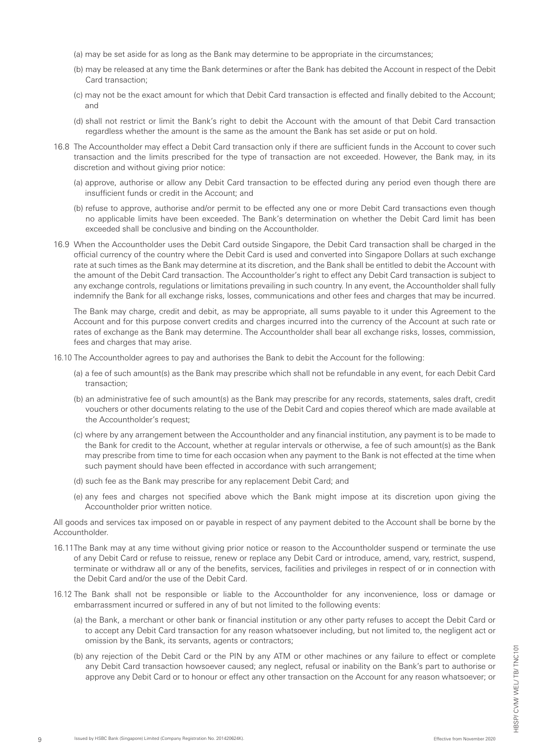(a) may be set aside for as long as the Bank may determine to be appropriate in the circumstances;

(b) may be released at any time the Bank determines or after the Bank has debited the Account in respect of the Debit Card transaction;

(c) may not be the exact amount for which that Debit Card transaction is effected and finally debited to the Account; and

(d) shall not restrict or limit the Bank's right to debit the Account with the amount of that Debit Card transaction regardless whether the amount is the same as the amount the Bank has set aside or put on hold.

16.8 The Accountholder may effect a Debit Card transaction only if there are sufficient funds in the Account to cover such transaction and the limits prescribed for the type of transaction are not exceeded. However, the Bank may, in its discretion and without giving prior notice:

(a) approve, authorise or allow any Debit Card transaction to be effected during any period even though there are insufficient funds or credit in the Account; and

(b) refuse to approve, authorise and/or permit to be effected any one or more Debit Card transactions even though no applicable limits have been exceeded. The Bank's determination on whether the Debit Card limit has been exceeded shall be conclusive and binding on the Accountholder.

16.9 When the Accountholder uses the Debit Card outside Singapore, the Debit Card transaction shall be charged in the official currency of the country where the Debit Card is used and converted into Singapore Dollars at such exchange rate at such times as the Bank may determine at its discretion, and the Bank shall be entitled to debit the Account with the amount of the Debit Card transaction. The Accountholder's right to effect any Debit Card transaction is subject to any exchange controls, regulations or limitations prevailing in such country. In any event, the Accountholder shall fully indemnify the Bank for all exchange risks, losses, communications and other fees and charges that may be incurred.

The Bank may charge, credit and debit, as may be appropriate, all sums payable to it under this Agreement to the Account and for this purpose convert credits and charges incurred into the currency of the Account at such rate or rates of exchange as the Bank may determine. The Accountholder shall bear all exchange risks, losses, commission, fees and charges that may arise.

16.10 The Accountholder agrees to pay and authorises the Bank to debit the Account for the following:

(a) a fee of such amount(s) as the Bank may prescribe which shall not be refundable in any event, for each Debit Card transaction;

(b) an administrative fee of such amount(s) as the Bank may prescribe for any records, statements, sales draft, credit vouchers or other documents relating to the use of the Debit Card and copies thereof which are made available at the Accountholder's request;

(c) where by any arrangement between the Accountholder and any financial institution, any payment is to be made to the Bank for credit to the Account, whether at regular intervals or otherwise, a fee of such amount(s) as the Bank may prescribe from time to time for each occasion when any payment to the Bank is not effected at the time when such payment should have been effected in accordance with such arrangement;

(d) such fee as the Bank may prescribe for any replacement Debit Card; and

(e) any fees and charges not specified above which the Bank might impose at its discretion upon giving the Accountholder prior written notice.

All goods and services tax imposed on or payable in respect of any payment debited to the Account shall be borne by the Accountholder.

16.11 The Bank may at any time without giving prior notice or reason to the Accountholder suspend or terminate the use of any Debit Card or refuse to reissue, renew or replace any Debit Card or introduce, amend, vary, restrict, suspend, terminate or withdraw all or any of the benefits, services, facilities and privileges in respect of or in connection with the Debit Card and/or the use of the Debit Card.

16.12 The Bank shall not be responsible or liable to the Accountholder for any inconvenience, loss or damage or embarrassment incurred or suffered in any of but not limited to the following events:

(a) the Bank, a merchant or other bank or financial institution or any other party refuses to accept the Debit Card or to accept any Debit Card transaction for any reason whatsoever including, but not limited to, the negligent act or omission by the Bank, its servants, agents or contractors;

(b) any rejection of the Debit Card or the PIN by any ATM or other machines or any failure to effect or complete any Debit Card transaction howsoever caused; any neglect, refusal or inability on the Bank's part to authorise or approve any Debit Card or to honour or effect any other transaction on the Account for any reason whatsoever; or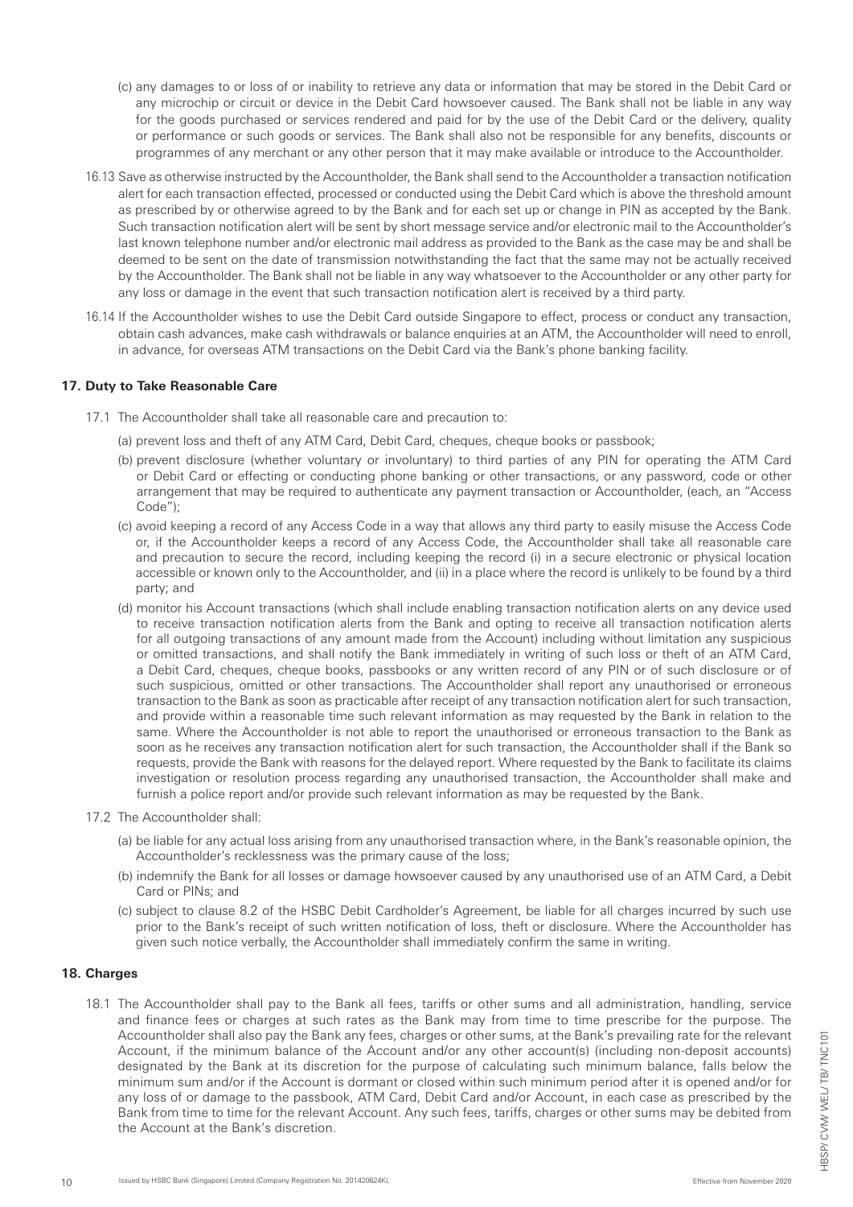(c) any damages to or loss of or inability to retrieve any data or information that may be stored in the Debit Card or any microchip or circuit or device in the Debit Card howsoever caused. The Bank shall not be liable in any way for the goods purchased or services rendered and paid for by the use of the Debit Card or the delivery, quality or performance or such goods or services. The Bank shall also not be responsible for any benefits, discounts or programmes of any merchant or any other person that it may make available or introduce to the Accountholder.

16.13 Save as otherwise instructed by the Accountholder, the Bank shall send to the Accountholder a transaction notification alert for each transaction effected, processed or conducted using the Debit Card which is above the threshold amount as prescribed by or otherwise agreed to by the Bank and for each set up or change in PIN as accepted by the Bank. Such transaction notification alert will be sent by short message service and/or electronic mail to the Accountholder's last known telephone number and/or electronic mail address as provided to the Bank as the case may be and shall be deemed to be sent on the date of transmission notwithstanding the fact that the same may not be actually received by the Accountholder. The Bank shall not be liable in any way whatsoever to the Accountholder or any other party for any loss or damage in the event that such transaction notification alert is received by a third party.

16.14 If the Accountholder wishes to use the Debit Card outside Singapore to effect, process or conduct any transaction, obtain cash advances, make cash withdrawals or balance enquiries at an ATM, the Accountholder will need to enroll, in advance, for overseas ATM transactions on the Debit Card via the Bank's phone banking facility.

### 17. Duty to Take Reasonable Care

17.1 The Accountholder shall take all reasonable care and precaution to:

(a) prevent loss and theft of any ATM Card, Debit Card, cheques, cheque books or passbook;

(b) prevent disclosure (whether voluntary or involuntary) to third parties of any PIN for operating the ATM Card or Debit Card or effecting or conducting phone banking or other transactions, or any password, code or other arrangement that may be required to authenticate any payment transaction or Accountholder, (each, an "Access Code");

(c) avoid keeping a record of any Access Code in a way that allows any third party to easily misuse the Access Code or, if the Accountholder keeps a record of any Access Code, the Accountholder shall take all reasonable care and precaution to secure the record, including keeping the record (i) in a secure electronic or physical location accessible or known only to the Accountholder, and (ii) in a place where the record is unlikely to be found by a third party; and

(d) monitor his Account transactions (which shall include enabling transaction notification alerts on any device used to receive transaction notification alerts from the Bank and opting to receive all transaction notification alerts for all outgoing transactions of any amount made from the Account) including without limitation any suspicious or omitted transactions, and shall notify the Bank immediately in writing of such loss or theft of an ATM Card, a Debit Card, cheques, cheque books, passbooks or any written record of any PIN or of such disclosure or of such suspicious, omitted or other transactions. The Accountholder shall report any unauthorised or erroneous transaction to the Bank as soon as practicable after receipt of any transaction notification alert for such transaction, and provide within a reasonable time such relevant information as may requested by the Bank in relation to the same. Where the Accountholder is not able to report the unauthorised or erroneous transaction to the Bank as soon as he receives any transaction notification alert for such transaction, the Accountholder shall if the Bank so requests, provide the Bank with reasons for the delayed report. Where requested by the Bank to facilitate its claims investigation or resolution process regarding any unauthorised transaction, the Accountholder shall make and furnish a police report and/or provide such relevant information as may be requested by the Bank.

17.2 The Accountholder shall:

(a) be liable for any actual loss arising from any unauthorised transaction where, in the Bank's reasonable opinion, the Accountholder's recklessness was the primary cause of the loss;

(b) indemnify the Bank for all losses or damage howsoever caused by any unauthorised use of an ATM Card, a Debit Card or PINs; and

(c) subject to clause 8.2 of the HSBC Debit Cardholder's Agreement, be liable for all charges incurred by such use prior to the Bank's receipt of such written notification of loss, theft or disclosure. Where the Accountholder has given such notice verbally, the Accountholder shall immediately confirm the same in writing.

### 18. Charges

18.1 The Accountholder shall pay to the Bank all fees, tariffs or other sums and all administration, handling, service and finance fees or charges at such rates as the Bank may from time to time prescribe for the purpose. The Accountholder shall also pay the Bank any fees, charges or other sums, at the Bank's prevailing rate for the relevant Account, if the minimum balance of the Account and/or any other account(s) (including non-deposit accounts) designated by the Bank at its discretion for the purpose of calculating such minimum balance, falls below the minimum sum and/or if the Account is dormant or closed within such minimum period after it is opened and/or for any loss of or damage to the passbook, ATM Card, Debit Card and/or Account, in each case as prescribed by the Bank from time to time for the relevant Account. Any such fees, tariffs, charges or other sums may be debited from the Account at the Bank's discretion.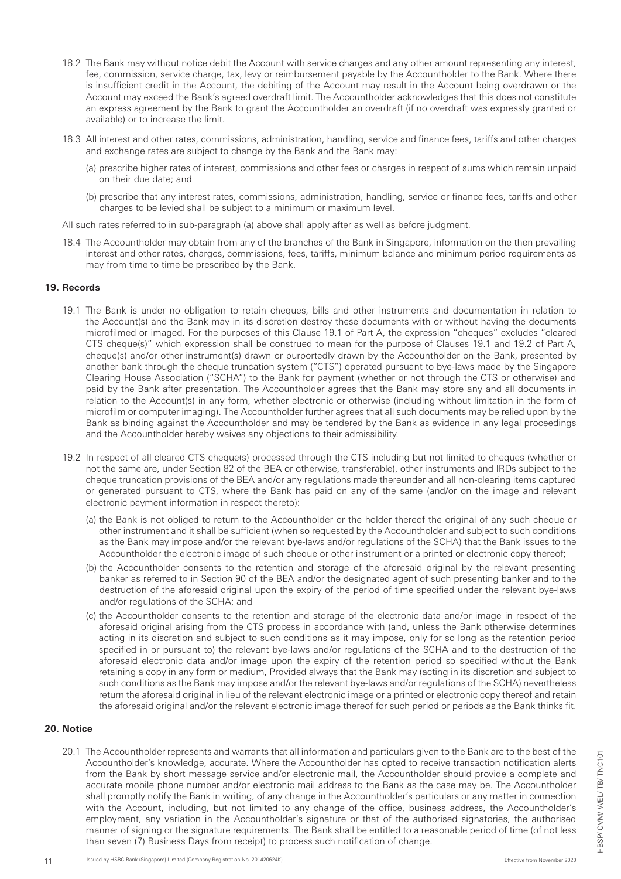18.2 The Bank may without notice debit the Account with service charges and any other amount representing any interest, fee, commission, service charge, tax, levy or reimbursement payable by the Accountholder to the Bank. Where there is insufficient credit in the Account, the debiting of the Account may result in the Account being overdrawn or the Account may exceed the Bank's agreed overdraft limit. The Accountholder acknowledges that this does not constitute an express agreement by the Bank to grant the Accountholder an overdraft (if no overdraft was expressly granted or available) or to increase the limit.

18.3 All interest and other rates, commissions, administration, handling, service and finance fees, tariffs and other charges and exchange rates are subject to change by the Bank and the Bank may:

(a) prescribe higher rates of interest, commissions and other fees or charges in respect of sums which remain unpaid on their due date; and

(b) prescribe that any interest rates, commissions, administration, handling, service or finance fees, tariffs and other charges to be levied shall be subject to a minimum or maximum level.

All such rates referred to in sub-paragraph (a) above shall apply after as well as before judgment.

18.4 The Accountholder may obtain from any of the branches of the Bank in Singapore, information on the then prevailing interest and other rates, charges, commissions, fees, tariffs, minimum balance and minimum period requirements as may from time to time be prescribed by the Bank.

## 19. Records

19.1 The Bank is under no obligation to retain cheques, bills and other instruments and documentation in relation to the Account(s) and the Bank may in its discretion destroy these documents with or without having the documents microfilmed or imaged. For the purposes of this Clause 19.1 of Part A, the expression "cheques" excludes "cleared CTS cheque(s)" which expression shall be construed to mean for the purpose of Clauses 19.1 and 19.2 of Part A, cheque(s) and/or other instrument(s) drawn or purportedly drawn by the Accountholder on the Bank, presented by another bank through the cheque truncation system ("CTS") operated pursuant to bye-laws made by the Singapore Clearing House Association ("SCHA") to the Bank for payment (whether or not through the CTS or otherwise) and paid by the Bank after presentation. The Accountholder agrees that the Bank may store any and all documents in relation to the Account(s) in any form, whether electronic or otherwise (including without limitation in the form of microfilm or computer imaging). The Accountholder further agrees that all such documents may be relied upon by the Bank as binding against the Accountholder and may be tendered by the Bank as evidence in any legal proceedings and the Accountholder hereby waives any objections to their admissibility.

19.2 In respect of all cleared CTS cheque(s) processed through the CTS including but not limited to cheques (whether or not the same are, under Section 82 of the BEA or otherwise, transferable), other instruments and IRDs subject to the cheque truncation provisions of the BEA and/or any regulations made thereunder and all non-clearing items captured or generated pursuant to CTS, where the Bank has paid on any of the same (and/or on the image and relevant electronic payment information in respect thereto):

(a) the Bank is not obliged to return to the Accountholder or the holder thereof the original of any such cheque or other instrument and it shall be sufficient (when so requested by the Accountholder and subject to such conditions as the Bank may impose and/or the relevant bye-laws and/or regulations of the SCHA) that the Bank issues to the Accountholder the electronic image of such cheque or other instrument or a printed or electronic copy thereof;

(b) the Accountholder consents to the retention and storage of the aforesaid original by the relevant presenting banker as referred to in Section 90 of the BEA and/or the designated agent of such presenting banker and to the destruction of the aforesaid original upon the expiry of the period of time specified under the relevant bye-laws and/or regulations of the SCHA; and

(c) the Accountholder consents to the retention and storage of the electronic data and/or image in respect of the aforesaid original arising from the CTS process in accordance with (and, unless the Bank otherwise determines acting in its discretion and subject to such conditions as it may impose, only for so long as the retention period specified in or pursuant to) the relevant bye-laws and/or regulations of the SCHA and to the destruction of the aforesaid electronic data and/or image upon the expiry of the retention period so specified without the Bank retaining a copy in any form or medium, Provided always that the Bank may (acting in its discretion and subject to such conditions as the Bank may impose and/or the relevant bye-laws and/or regulations of the SCHA) nevertheless return the aforesaid original in lieu of the relevant electronic image or a printed or electronic copy thereof and retain the aforesaid original and/or the relevant electronic image thereof for such period or periods as the Bank thinks fit.

## 20. Notice

20.1 The Accountholder represents and warrants that all information and particulars given to the Bank are to the best of the Accountholder's knowledge, accurate. Where the Accountholder has opted to receive transaction notification alerts from the Bank by short message service and/or electronic mail, the Accountholder should provide a complete and accurate mobile phone number and/or electronic mail address to the Bank as the case may be. The Accountholder shall promptly notify the Bank in writing, of any change in the Accountholder's particulars or any matter in connection with the Account, including, but not limited to any change of the office, business address, the Accountholder's employment, any variation in the Accountholder's signature or that of the authorised signatories, the authorised manner of signing or the signature requirements. The Bank shall be entitled to a reasonable period of time (of not less than seven (7) Business Days from receipt) to process such notification of change.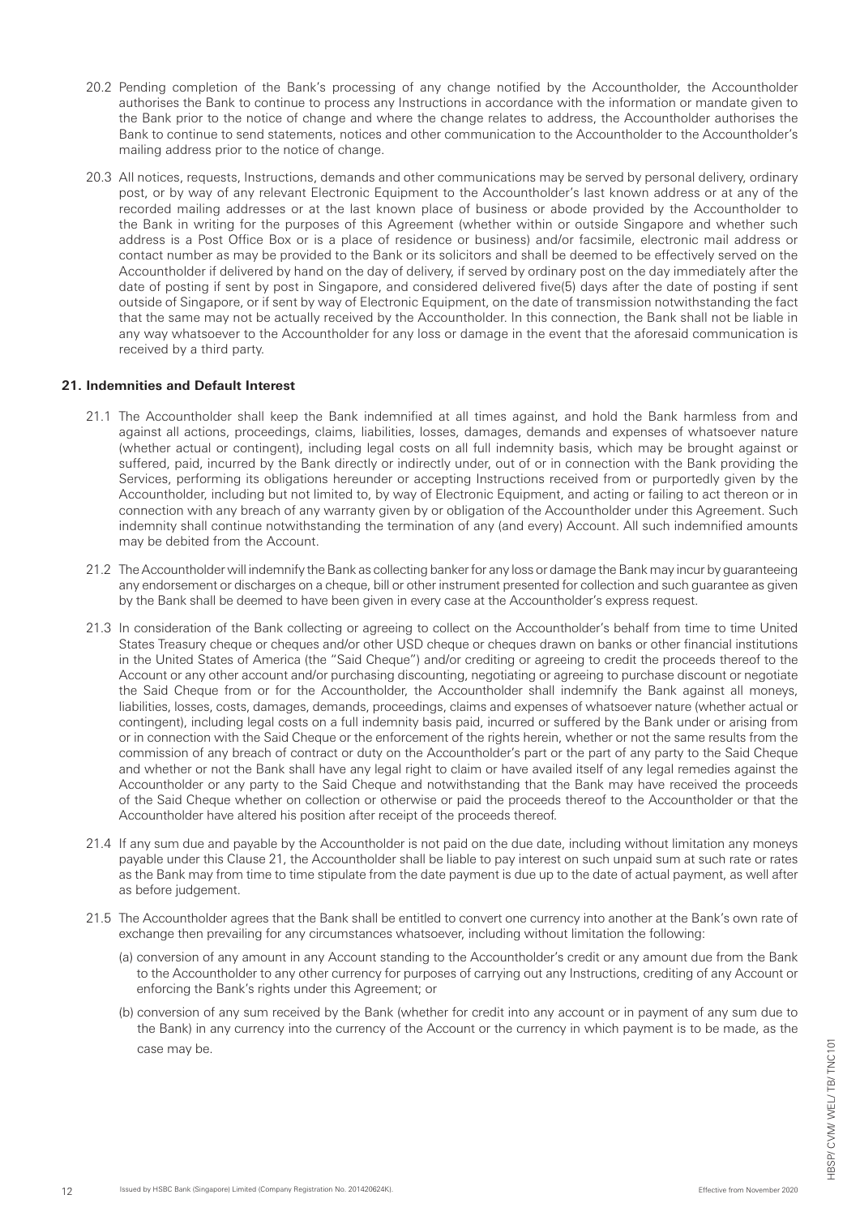20.2 Pending completion of the Bank's processing of any change notified by the Accountholder, the Accountholder authorises the Bank to continue to process any Instructions in accordance with the information or mandate given to the Bank prior to the notice of change and where the change relates to address, the Accountholder authorises the Bank to continue to send statements, notices and other communication to the Accountholder to the Accountholder's mailing address prior to the notice of change.

20.3 All notices, requests, Instructions, demands and other communications may be served by personal delivery, ordinary post, or by way of any relevant Electronic Equipment to the Accountholder's last known address or at any of the recorded mailing addresses or at the last known place of business or abode provided by the Accountholder to the Bank in writing for the purposes of this Agreement (whether within or outside Singapore and whether such address is a Post Office Box or is a place of residence or business) and/or facsimile, electronic mail address or contact number as may be provided to the Bank or its solicitors and shall be deemed to be effectively served on the Accountholder if delivered by hand on the day of delivery, if served by ordinary post on the day immediately after the date of posting if sent by post in Singapore, and considered delivered five(5) days after the date of posting if sent outside of Singapore, or if sent by way of Electronic Equipment, on the date of transmission notwithstanding the fact that the same may not be actually received by the Accountholder. In this connection, the Bank shall not be liable in any way whatsoever to the Accountholder for any loss or damage in the event that the aforesaid communication is received by a third party.

## 21. Indemnities and Default Interest

21.1 The Accountholder shall keep the Bank indemnified at all times against, and hold the Bank harmless from and against all actions, proceedings, claims, liabilities, losses, damages, demands and expenses of whatsoever nature (whether actual or contingent), including legal costs on all full indemnity basis, which may be brought against or suffered, paid, incurred by the Bank directly or indirectly under, out of or in connection with the Bank providing the Services, performing its obligations hereunder or accepting Instructions received from or purportedly given by the Accountholder, including but not limited to, by way of Electronic Equipment, and acting or failing to act thereon or in connection with any breach of any warranty given by or obligation of the Accountholder under this Agreement. Such indemnity shall continue notwithstanding the termination of any (and every) Account. All such indemnified amounts may be debited from the Account.

21.2 The Accountholder will indemnify the Bank as collecting banker for any loss or damage the Bank may incur by guaranteeing any endorsement or discharges on a cheque, bill or other instrument presented for collection and such guarantee as given by the Bank shall be deemed to have been given in every case at the Accountholder's express request.

21.3 In consideration of the Bank collecting or agreeing to collect on the Accountholder's behalf from time to time United States Treasury cheque or cheques and/or other USD cheque or cheques drawn on banks or other financial institutions in the United States of America (the "Said Cheque") and/or crediting or agreeing to credit the proceeds thereof to the Account or any other account and/or purchasing discounting, negotiating or agreeing to purchase discount or negotiate the Said Cheque from or for the Accountholder, the Accountholder shall indemnify the Bank against all moneys, liabilities, losses, costs, damages, demands, proceedings, claims and expenses of whatsoever nature (whether actual or contingent), including legal costs on a full indemnity basis paid, incurred or suffered by the Bank under or arising from or in connection with the Said Cheque or the enforcement of the rights herein, whether or not the same results from the commission of any breach of contract or duty on the Accountholder's part or the part of any party to the Said Cheque and whether or not the Bank shall have any legal right to claim or have availed itself of any legal remedies against the Accountholder or any party to the Said Cheque and notwithstanding that the Bank may have received the proceeds of the Said Cheque whether on collection or otherwise or paid the proceeds thereof to the Accountholder or that the Accountholder have altered his position after receipt of the proceeds thereof.

21.4 If any sum due and payable by the Accountholder is not paid on the due date, including without limitation any moneys payable under this Clause 21, the Accountholder shall be liable to pay interest on such unpaid sum at such rate or rates as the Bank may from time to time stipulate from the date payment is due up to the date of actual payment, as well after as before judgement.

21.5 The Accountholder agrees that the Bank shall be entitled to convert one currency into another at the Bank's own rate of exchange then prevailing for any circumstances whatsoever, including without limitation the following:

(a) conversion of any amount in any Account standing to the Accountholder's credit or any amount due from the Bank to the Accountholder to any other currency for purposes of carrying out any Instructions, crediting of any Account or enforcing the Bank's rights under this Agreement; or

(b) conversion of any sum received by the Bank (whether for credit into any account or in payment of any sum due to the Bank) in any currency into the currency of the Account or the currency in which payment is to be made, as the case may be.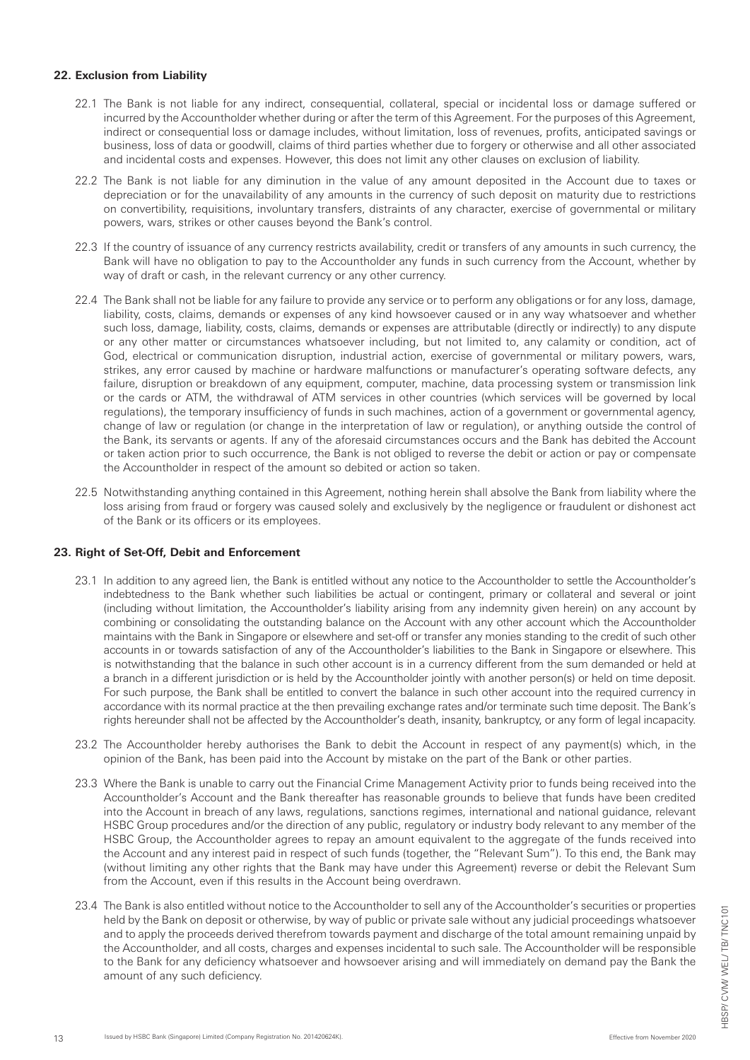## 22. Exclusion from Liability

22.1 The Bank is not liable for any indirect, consequential, collateral, special or incidental loss or damage suffered or incurred by the Accountholder whether during or after the term of this Agreement. For the purposes of this Agreement, indirect or consequential loss or damage includes, without limitation, loss of revenues, profits, anticipated savings or business, loss of data or goodwill, claims of third parties whether due to forgery or otherwise and all other associated and incidental costs and expenses. However, this does not limit any other clauses on exclusion of liability.

22.2 The Bank is not liable for any diminution in the value of any amount deposited in the Account due to taxes or depreciation or for the unavailability of any amounts in the currency of such deposit on maturity due to restrictions on convertibility, requisitions, involuntary transfers, distraints of any character, exercise of governmental or military powers, wars, strikes or other causes beyond the Bank's control.

22.3 If the country of issuance of any currency restricts availability, credit or transfers of any amounts in such currency, the Bank will have no obligation to pay to the Accountholder any funds in such currency from the Account, whether by way of draft or cash, in the relevant currency or any other currency.

22.4 The Bank shall not be liable for any failure to provide any service or to perform any obligations or for any loss, damage, liability, costs, claims, demands or expenses of any kind howsoever caused or in any way whatsoever and whether such loss, damage, liability, costs, claims, demands or expenses are attributable (directly or indirectly) to any dispute or any other matter or circumstances whatsoever including, but not limited to, any calamity or condition, act of God, electrical or communication disruption, industrial action, exercise of governmental or military powers, wars, strikes, any error caused by machine or hardware malfunctions or manufacturer's operating software defects, any failure, disruption or breakdown of any equipment, computer, machine, data processing system or transmission link or the cards or ATM, the withdrawal of ATM services in other countries (which services will be governed by local regulations), the temporary insufficiency of funds in such machines, action of a government or governmental agency, change of law or regulation (or change in the interpretation of law or regulation), or anything outside the control of the Bank, its servants or agents. If any of the aforesaid circumstances occurs and the Bank has debited the Account or taken action prior to such occurrence, the Bank is not obliged to reverse the debit or action or pay or compensate the Accountholder in respect of the amount so debited or action so taken.

22.5 Notwithstanding anything contained in this Agreement, nothing herein shall absolve the Bank from liability where the loss arising from fraud or forgery was caused solely and exclusively by the negligence or fraudulent or dishonest act of the Bank or its officers or its employees.

## 23. Right of Set-Off, Debit and Enforcement

23.1 In addition to any agreed lien, the Bank is entitled without any notice to the Accountholder to settle the Accountholder's indebtedness to the Bank whether such liabilities be actual or contingent, primary or collateral and several or joint (including without limitation, the Accountholder's liability arising from any indemnity given herein) on any account by combining or consolidating the outstanding balance on the Account with any other account which the Accountholder maintains with the Bank in Singapore or elsewhere and set-off or transfer any monies standing to the credit of such other accounts in or towards satisfaction of any of the Accountholder's liabilities to the Bank in Singapore or elsewhere. This is notwithstanding that the balance in such other account is in a currency different from the sum demanded or held at a branch in a different jurisdiction or is held by the Accountholder jointly with another person(s) or held on time deposit. For such purpose, the Bank shall be entitled to convert the balance in such other account into the required currency in accordance with its normal practice at the then prevailing exchange rates and/or terminate such time deposit. The Bank's rights hereunder shall not be affected by the Accountholder's death, insanity, bankruptcy, or any form of legal incapacity.

23.2 The Accountholder hereby authorises the Bank to debit the Account in respect of any payment(s) which, in the opinion of the Bank, has been paid into the Account by mistake on the part of the Bank or other parties.

23.3 Where the Bank is unable to carry out the Financial Crime Management Activity prior to funds being received into the Accountholder's Account and the Bank thereafter has reasonable grounds to believe that funds have been credited into the Account in breach of any laws, regulations, sanctions regimes, international and national guidance, relevant HSBC Group procedures and/or the direction of any public, regulatory or industry body relevant to any member of the HSBC Group, the Accountholder agrees to repay an amount equivalent to the aggregate of the funds received into the Account and any interest paid in respect of such funds (together, the "Relevant Sum"). To this end, the Bank may (without limiting any other rights that the Bank may have under this Agreement) reverse or debit the Relevant Sum from the Account, even if this results in the Account being overdrawn.

23.4 The Bank is also entitled without notice to the Accountholder to sell any of the Accountholder's securities or properties held by the Bank on deposit or otherwise, by way of public or private sale without any judicial proceedings whatsoever and to apply the proceeds derived therefrom towards payment and discharge of the total amount remaining unpaid by the Accountholder, and all costs, charges and expenses incidental to such sale. The Accountholder will be responsible to the Bank for any deficiency whatsoever and howsoever arising and will immediately on demand pay the Bank the amount of any such deficiency.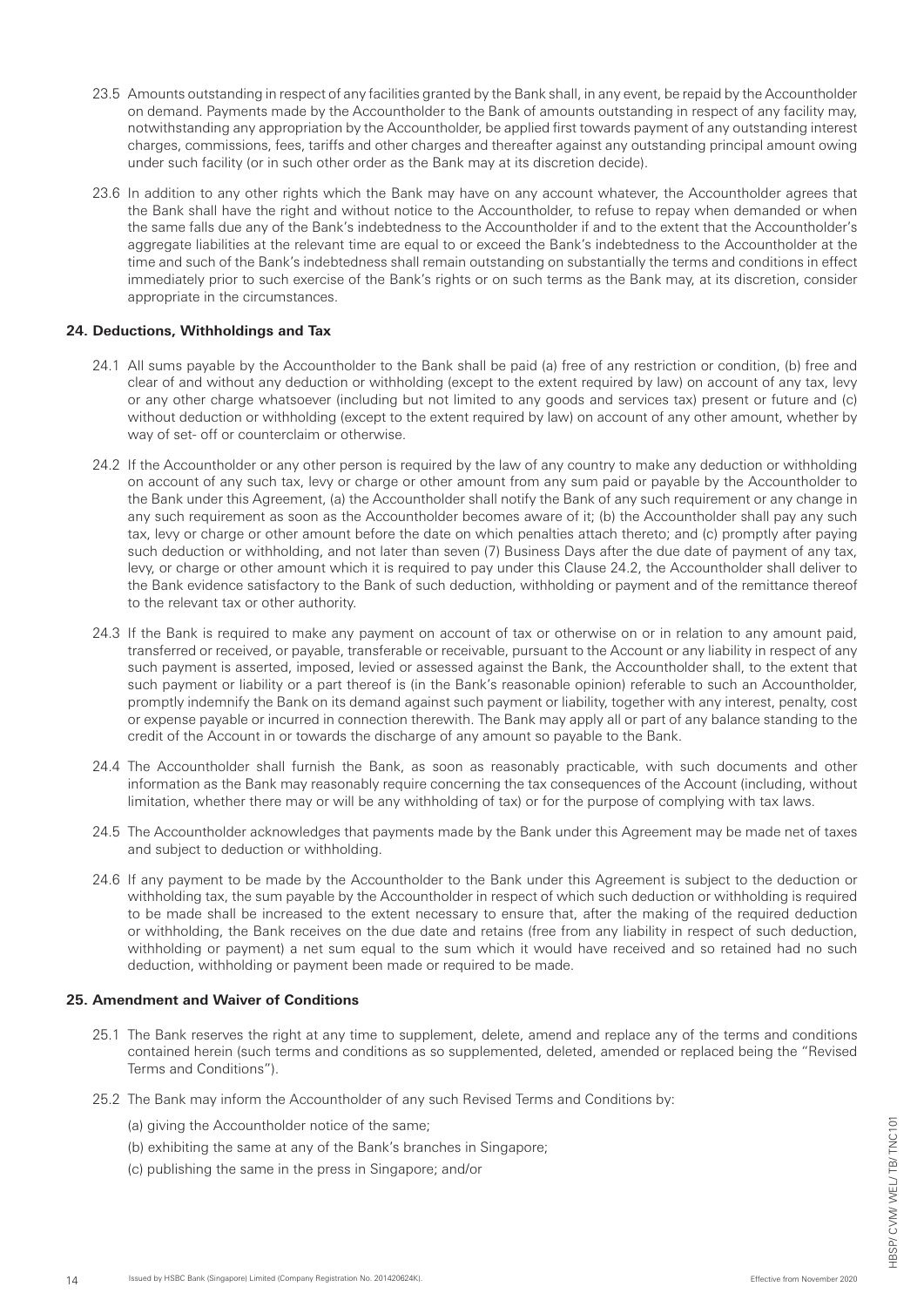23.5 Amounts outstanding in respect of any facilities granted by the Bank shall, in any event, be repaid by the Accountholder on demand. Payments made by the Accountholder to the Bank of amounts outstanding in respect of any facility may, notwithstanding any appropriation by the Accountholder, be applied first towards payment of any outstanding interest charges, commissions, fees, tariffs and other charges and thereafter against any outstanding principal amount owing under such facility (or in such other order as the Bank may at its discretion decide).

23.6 In addition to any other rights which the Bank may have on any account whatever, the Accountholder agrees that the Bank shall have the right and without notice to the Accountholder, to refuse to repay when demanded or when the same falls due any of the Bank's indebtedness to the Accountholder if and to the extent that the Accountholder's aggregate liabilities at the relevant time are equal to or exceed the Bank's indebtedness to the Accountholder at the time and such of the Bank's indebtedness shall remain outstanding on substantially the terms and conditions in effect immediately prior to such exercise of the Bank's rights or on such terms as the Bank may, at its discretion, consider appropriate in the circumstances.

## 24. Deductions, Withholdings and Tax

24.1 All sums payable by the Accountholder to the Bank shall be paid (a) free of any restriction or condition, (b) free and clear of and without any deduction or withholding (except to the extent required by law) on account of any tax, levy or any other charge whatsoever (including but not limited to any goods and services tax) present or future and (c) without deduction or withholding (except to the extent required by law) on account of any other amount, whether by way of set- off or counterclaim or otherwise.

24.2 If the Accountholder or any other person is required by the law of any country to make any deduction or withholding on account of any such tax, levy or charge or other amount from any sum paid or payable by the Accountholder to the Bank under this Agreement, (a) the Accountholder shall notify the Bank of any such requirement or any change in any such requirement as soon as the Accountholder becomes aware of it; (b) the Accountholder shall pay any such tax, levy or charge or other amount before the date on which penalties attach thereto; and (c) promptly after paying such deduction or withholding, and not later than seven (7) Business Days after the due date of payment of any tax, levy, or charge or other amount which it is required to pay under this Clause 24.2, the Accountholder shall deliver to the Bank evidence satisfactory to the Bank of such deduction, withholding or payment and of the remittance thereof to the relevant tax or other authority.

24.3 If the Bank is required to make any payment on account of tax or otherwise on or in relation to any amount paid, transferred or received, or payable, transferable or receivable, pursuant to the Account or any liability in respect of any such payment is asserted, imposed, levied or assessed against the Bank, the Accountholder shall, to the extent that such payment or liability or a part thereof is (in the Bank's reasonable opinion) referable to such an Accountholder, promptly indemnify the Bank on its demand against such payment or liability, together with any interest, penalty, cost or expense payable or incurred in connection therewith. The Bank may apply all or part of any balance standing to the credit of the Account in or towards the discharge of any amount so payable to the Bank.

24.4 The Accountholder shall furnish the Bank, as soon as reasonably practicable, with such documents and other information as the Bank may reasonably require concerning the tax consequences of the Account (including, without limitation, whether there may or will be any withholding of tax) or for the purpose of complying with tax laws.

24.5 The Accountholder acknowledges that payments made by the Bank under this Agreement may be made net of taxes and subject to deduction or withholding.

24.6 If any payment to be made by the Accountholder to the Bank under this Agreement is subject to the deduction or withholding tax, the sum payable by the Accountholder in respect of which such deduction or withholding is required to be made shall be increased to the extent necessary to ensure that, after the making of the required deduction or withholding, the Bank receives on the due date and retains (free from any liability in respect of such deduction, withholding or payment) a net sum equal to the sum which it would have received and so retained had no such deduction, withholding or payment been made or required to be made.

## 25. Amendment and Waiver of Conditions

25.1 The Bank reserves the right at any time to supplement, delete, amend and replace any of the terms and conditions contained herein (such terms and conditions as so supplemented, deleted, amended or replaced being the "Revised Terms and Conditions").

25.2 The Bank may inform the Accountholder of any such Revised Terms and Conditions by:

(a) giving the Accountholder notice of the same;

(b) exhibiting the same at any of the Bank's branches in Singapore;

(c) publishing the same in the press in Singapore; and/or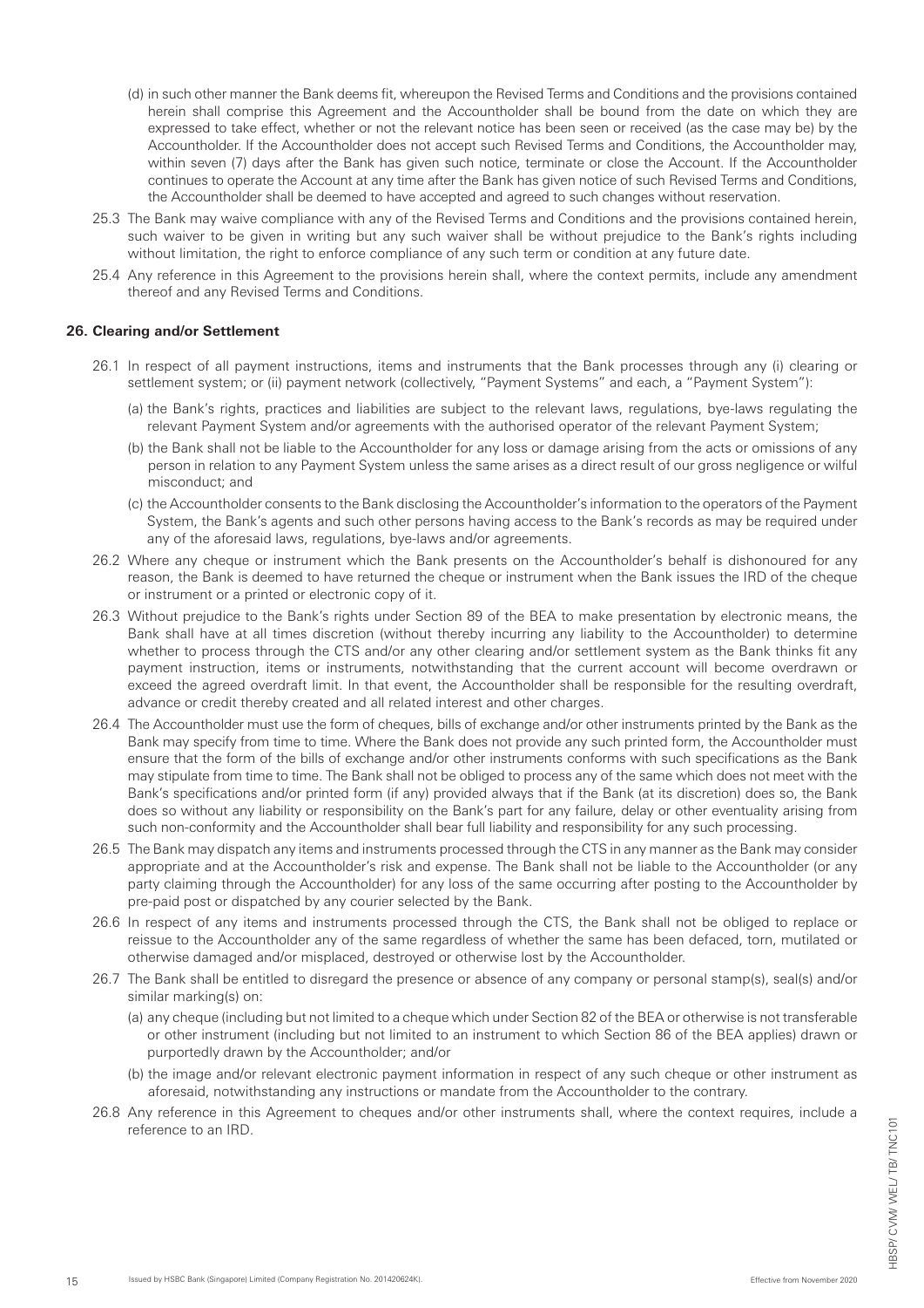(d) in such other manner the Bank deems fit, whereupon the Revised Terms and Conditions and the provisions contained herein shall comprise this Agreement and the Accountholder shall be bound from the date on which they are expressed to take effect, whether or not the relevant notice has been seen or received (as the case may be) by the Accountholder. If the Accountholder does not accept such Revised Terms and Conditions, the Accountholder may, within seven (7) days after the Bank has given such notice, terminate or close the Account. If the Accountholder continues to operate the Account at any time after the Bank has given notice of such Revised Terms and Conditions, the Accountholder shall be deemed to have accepted and agreed to such changes without reservation.

25.3 The Bank may waive compliance with any of the Revised Terms and Conditions and the provisions contained herein, such waiver to be given in writing but any such waiver shall be without prejudice to the Bank's rights including without limitation, the right to enforce compliance of any such term or condition at any future date.

25.4 Any reference in this Agreement to the provisions herein shall, where the context permits, include any amendment thereof and any Revised Terms and Conditions.

**26. Clearing and/or Settlement**

26.1 In respect of all payment instructions, items and instruments that the Bank processes through any (i) clearing or settlement system; or (ii) payment network (collectively, "Payment Systems" and each, a "Payment System"):

(a) the Bank's rights, practices and liabilities are subject to the relevant laws, regulations, bye-laws regulating the relevant Payment System and/or agreements with the authorised operator of the relevant Payment System;

(b) the Bank shall not be liable to the Accountholder for any loss or damage arising from the acts or omissions of any person in relation to any Payment System unless the same arises as a direct result of our gross negligence or wilful misconduct; and

(c) the Accountholder consents to the Bank disclosing the Accountholder's information to the operators of the Payment System, the Bank's agents and such other persons having access to the Bank's records as may be required under any of the aforesaid laws, regulations, bye-laws and/or agreements.

26.2 Where any cheque or instrument which the Bank presents on the Accountholder's behalf is dishonoured for any reason, the Bank is deemed to have returned the cheque or instrument when the Bank issues the IRD of the cheque or instrument or a printed or electronic copy of it.

26.3 Without prejudice to the Bank's rights under Section 89 of the BEA to make presentation by electronic means, the Bank shall have at all times discretion (without thereby incurring any liability to the Accountholder) to determine whether to process through the CTS and/or any other clearing and/or settlement system as the Bank thinks fit any payment instruction, items or instruments, notwithstanding that the current account will become overdrawn or exceed the agreed overdraft limit. In that event, the Accountholder shall be responsible for the resulting overdraft, advance or credit thereby created and all related interest and other charges.

26.4 The Accountholder must use the form of cheques, bills of exchange and/or other instruments printed by the Bank as the Bank may specify from time to time. Where the Bank does not provide any such printed form, the Accountholder must ensure that the form of the bills of exchange and/or other instruments conforms with such specifications as the Bank may stipulate from time to time. The Bank shall not be obliged to process any of the same which does not meet with the Bank's specifications and/or printed form (if any) provided always that if the Bank (at its discretion) does so, the Bank does so without any liability or responsibility on the Bank's part for any failure, delay or other eventuality arising from such non-conformity and the Accountholder shall bear full liability and responsibility for any such processing.

26.5 The Bank may dispatch any items and instruments processed through the CTS in any manner as the Bank may consider appropriate and at the Accountholder's risk and expense. The Bank shall not be liable to the Accountholder (or any party claiming through the Accountholder) for any loss of the same occurring after posting to the Accountholder by pre-paid post or dispatched by any courier selected by the Bank.

26.6 In respect of any items and instruments processed through the CTS, the Bank shall not be obliged to replace or reissue to the Accountholder any of the same regardless of whether the same has been defaced, torn, mutilated or otherwise damaged and/or misplaced, destroyed or otherwise lost by the Accountholder.

26.7 The Bank shall be entitled to disregard the presence or absence of any company or personal stamp(s), seal(s) and/or similar marking(s) on:

(a) any cheque (including but not limited to a cheque which under Section 82 of the BEA or otherwise is not transferable or other instrument (including but not limited to an instrument to which Section 86 of the BEA applies) drawn or purportedly drawn by the Accountholder; and/or

(b) the image and/or relevant electronic payment information in respect of any such cheque or other instrument as aforesaid, notwithstanding any instructions or mandate from the Accountholder to the contrary.

26.8 Any reference in this Agreement to cheques and/or other instruments shall, where the context requires, include a reference to an IRD.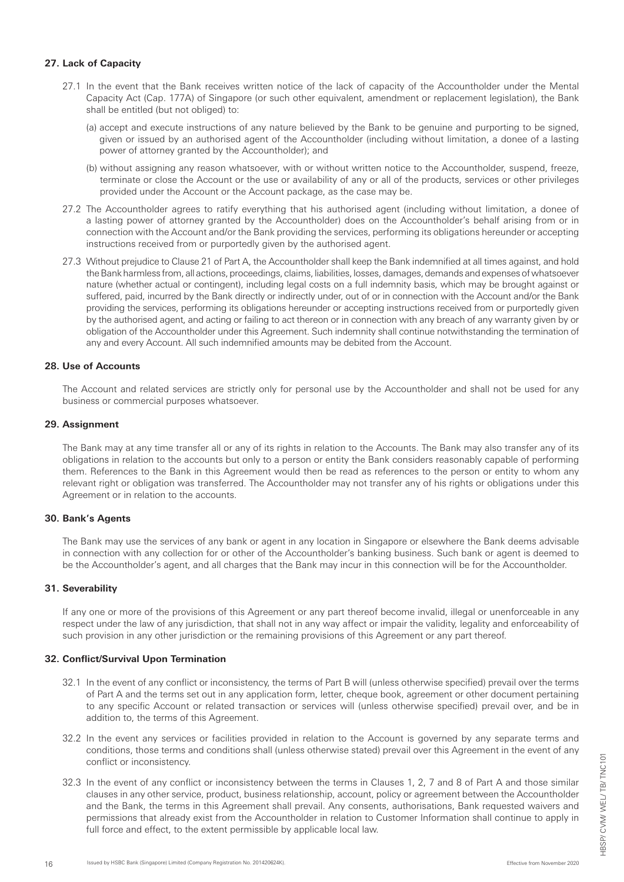## 27. Lack of Capacity

27.1 In the event that the Bank receives written notice of the lack of capacity of the Accountholder under the Mental Capacity Act (Cap. 177A) of Singapore (or such other equivalent, amendment or replacement legislation), the Bank shall be entitled (but not obliged) to:

(a) accept and execute instructions of any nature believed by the Bank to be genuine and purporting to be signed, given or issued by an authorised agent of the Accountholder (including without limitation, a donee of a lasting power of attorney granted by the Accountholder); and

(b) without assigning any reason whatsoever, with or without written notice to the Accountholder, suspend, freeze, terminate or close the Account or the use or availability of any or all of the products, services or other privileges provided under the Account or the Account package, as the case may be.

27.2 The Accountholder agrees to ratify everything that his authorised agent (including without limitation, a donee of a lasting power of attorney granted by the Accountholder) does on the Accountholder's behalf arising from or in connection with the Account and/or the Bank providing the services, performing its obligations hereunder or accepting instructions received from or purportedly given by the authorised agent.

27.3 Without prejudice to Clause 21 of Part A, the Accountholder shall keep the Bank indemnified at all times against, and hold the Bank harmless from, all actions, proceedings, claims, liabilities, losses, damages, demands and expenses of whatsoever nature (whether actual or contingent), including legal costs on a full indemnity basis, which may be brought against or suffered, paid, incurred by the Bank directly or indirectly under, out of or in connection with the Account and/or the Bank providing the services, performing its obligations hereunder or accepting instructions received from or purportedly given by the authorised agent, and acting or failing to act thereon or in connection with any breach of any warranty given by or obligation of the Accountholder under this Agreement. Such indemnity shall continue notwithstanding the termination of any and every Account. All such indemnified amounts may be debited from the Account.

## 28. Use of Accounts

The Account and related services are strictly only for personal use by the Accountholder and shall not be used for any business or commercial purposes whatsoever.

## 29. Assignment

The Bank may at any time transfer all or any of its rights in relation to the Accounts. The Bank may also transfer any of its obligations in relation to the accounts but only to a person or entity the Bank considers reasonably capable of performing them. References to the Bank in this Agreement would then be read as references to the person or entity to whom any relevant right or obligation was transferred. The Accountholder may not transfer any of his rights or obligations under this Agreement or in relation to the accounts.

## 30. Bank's Agents

The Bank may use the services of any bank or agent in any location in Singapore or elsewhere the Bank deems advisable in connection with any collection for or other of the Accountholder's banking business. Such bank or agent is deemed to be the Accountholder's agent, and all charges that the Bank may incur in this connection will be for the Accountholder.

## 31. Severability

If any one or more of the provisions of this Agreement or any part thereof become invalid, illegal or unenforceable in any respect under the law of any jurisdiction, that shall not in any way affect or impair the validity, legality and enforceability of such provision in any other jurisdiction or the remaining provisions of this Agreement or any part thereof.

## 32. Conflict/Survival Upon Termination

32.1 In the event of any conflict or inconsistency, the terms of Part B will (unless otherwise specified) prevail over the terms of Part A and the terms set out in any application form, letter, cheque book, agreement or other document pertaining to any specific Account or related transaction or services will (unless otherwise specified) prevail over, and be in addition to, the terms of this Agreement.

32.2 In the event any services or facilities provided in relation to the Account is governed by any separate terms and conditions, those terms and conditions shall (unless otherwise stated) prevail over this Agreement in the event of any conflict or inconsistency.

32.3 In the event of any conflict or inconsistency between the terms in Clauses 1, 2, 7 and 8 of Part A and those similar clauses in any other service, product, business relationship, account, policy or agreement between the Accountholder and the Bank, the terms in this Agreement shall prevail. Any consents, authorisations, Bank requested waivers and permissions that already exist from the Accountholder in relation to Customer Information shall continue to apply in full force and effect, to the extent permissible by applicable local law.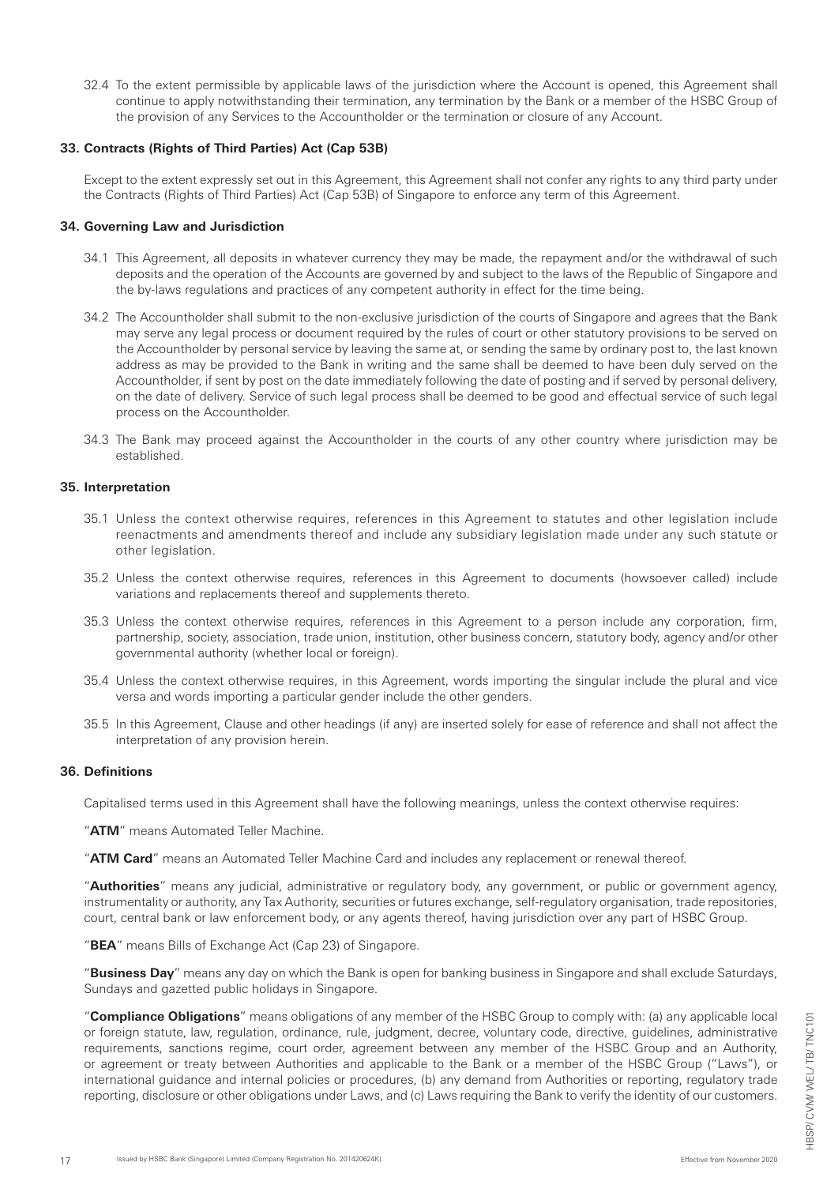32.4 To the extent permissible by applicable laws of the jurisdiction where the Account is opened, this Agreement shall continue to apply notwithstanding their termination, any termination by the Bank or a member of the HSBC Group of the provision of any Services to the Accountholder or the termination or closure of any Account.

### 33. Contracts (Rights of Third Parties) Act (Cap 53B)

Except to the extent expressly set out in this Agreement, this Agreement shall not confer any rights to any third party under the Contracts (Rights of Third Parties) Act (Cap 53B) of Singapore to enforce any term of this Agreement.

### 34. Governing Law and Jurisdiction

34.1 This Agreement, all deposits in whatever currency they may be made, the repayment and/or the withdrawal of such deposits and the operation of the Accounts are governed by and subject to the laws of the Republic of Singapore and the by-laws regulations and practices of any competent authority in effect for the time being.

34.2 The Accountholder shall submit to the non-exclusive jurisdiction of the courts of Singapore and agrees that the Bank may serve any legal process or document required by the rules of court or other statutory provisions to be served on the Accountholder by personal service by leaving the same at, or sending the same by ordinary post to, the last known address as may be provided to the Bank in writing and the same shall be deemed to have been duly served on the Accountholder, if sent by post on the date immediately following the date of posting and if served by personal delivery, on the date of delivery. Service of such legal process shall be deemed to be good and effectual service of such legal process on the Accountholder.

34.3 The Bank may proceed against the Accountholder in the courts of any other country where jurisdiction may be established.

### 35. Interpretation

35.1 Unless the context otherwise requires, references in this Agreement to statutes and other legislation include reenactments and amendments thereof and include any subsidiary legislation made under any such statute or other legislation.

35.2 Unless the context otherwise requires, references in this Agreement to documents (howsoever called) include variations and replacements thereof and supplements thereto.

35.3 Unless the context otherwise requires, references in this Agreement to a person include any corporation, firm, partnership, society, association, trade union, institution, other business concern, statutory body, agency and/or other governmental authority (whether local or foreign).

35.4 Unless the context otherwise requires, in this Agreement, words importing the singular include the plural and vice versa and words importing a particular gender include the other genders.

35.5 In this Agreement, Clause and other headings (if any) are inserted solely for ease of reference and shall not affect the interpretation of any provision herein.

### 36. Definitions

Capitalised terms used in this Agreement shall have the following meanings, unless the context otherwise requires:

"**ATM**" means Automated Teller Machine.

"**ATM Card**" means an Automated Teller Machine Card and includes any replacement or renewal thereof.

"**Authorities**" means any judicial, administrative or regulatory body, any government, or public or government agency, instrumentality or authority, any Tax Authority, securities or futures exchange, self-regulatory organisation, trade repositories, court, central bank or law enforcement body, or any agents thereof, having jurisdiction over any part of HSBC Group.

"**BEA**" means Bills of Exchange Act (Cap 23) of Singapore.

"**Business Day**" means any day on which the Bank is open for banking business in Singapore and shall exclude Saturdays, Sundays and gazetted public holidays in Singapore.

"**Compliance Obligations**" means obligations of any member of the HSBC Group to comply with: (a) any applicable local or foreign statute, law, regulation, ordinance, rule, judgment, decree, voluntary code, directive, guidelines, administrative requirements, sanctions regime, court order, agreement between any member of the HSBC Group and an Authority, or agreement or treaty between Authorities and applicable to the Bank or a member of the HSBC Group ("Laws"), or international guidance and internal policies or procedures, (b) any demand from Authorities or reporting, regulatory trade reporting, disclosure or other obligations under Laws, and (c) Laws requiring the Bank to verify the identity of our customers.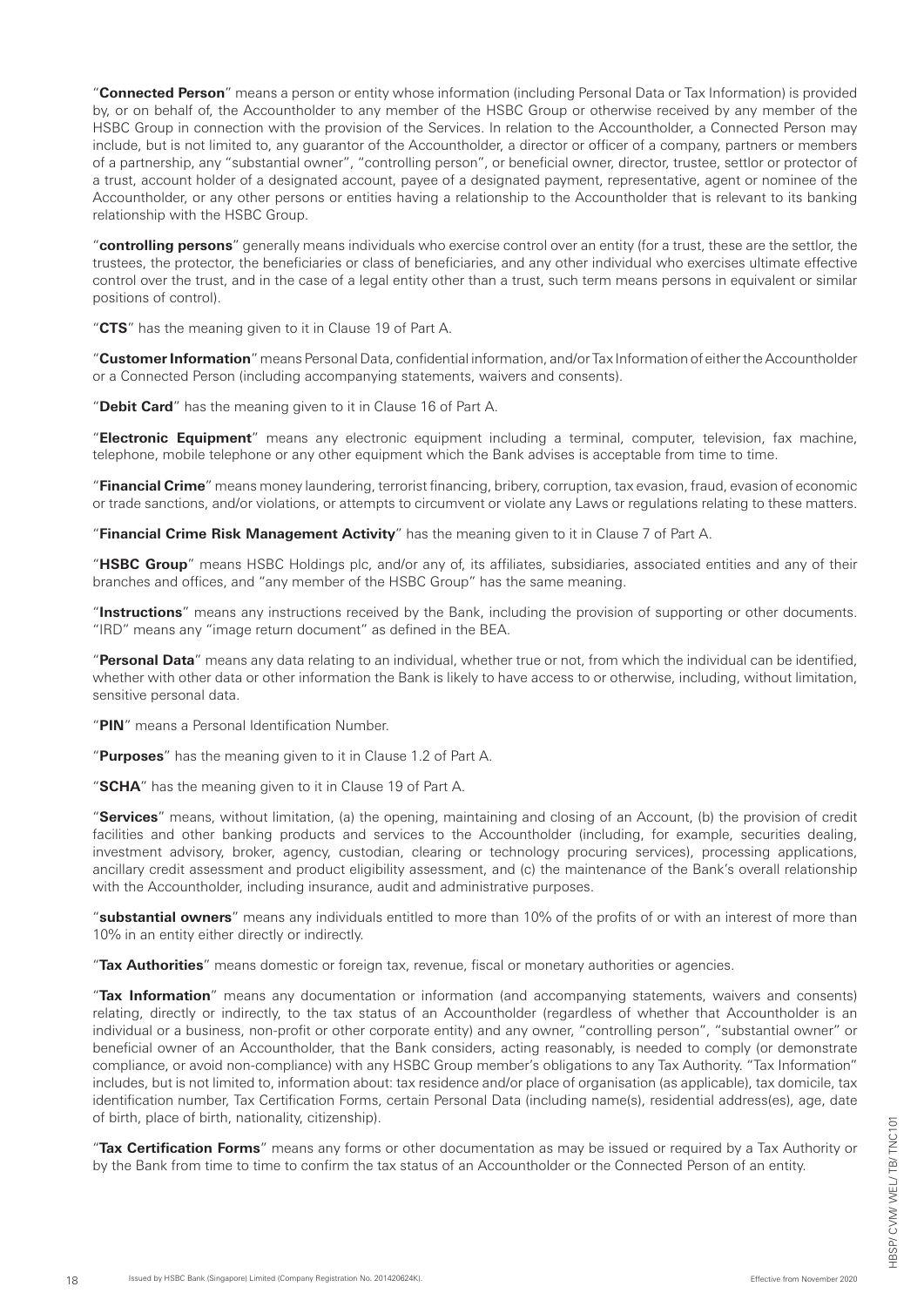"**Connected Person**" means a person or entity whose information (including Personal Data or Tax Information) is provided by, or on behalf of, the Accountholder to any member of the HSBC Group or otherwise received by any member of the HSBC Group in connection with the provision of the Services. In relation to the Accountholder, a Connected Person may include, but is not limited to, any guarantor of the Accountholder, a director or officer of a company, partners or members of a partnership, any "substantial owner", "controlling person", or beneficial owner, director, trustee, settlor or protector of a trust, account holder of a designated account, payee of a designated payment, representative, agent or nominee of the Accountholder, or any other persons or entities having a relationship to the Accountholder that is relevant to its banking relationship with the HSBC Group.

"**controlling persons**" generally means individuals who exercise control over an entity (for a trust, these are the settlor, the trustees, the protector, the beneficiaries or class of beneficiaries, and any other individual who exercises ultimate effective control over the trust, and in the case of a legal entity other than a trust, such term means persons in equivalent or similar positions of control).

"**CTS**" has the meaning given to it in Clause 19 of Part A.

"**Customer Information**" means Personal Data, confidential information, and/or Tax Information of either the Accountholder or a Connected Person (including accompanying statements, waivers and consents).

"**Debit Card**" has the meaning given to it in Clause 16 of Part A.

"**Electronic Equipment**" means any electronic equipment including a terminal, computer, television, fax machine, telephone, mobile telephone or any other equipment which the Bank advises is acceptable from time to time.

"**Financial Crime**" means money laundering, terrorist financing, bribery, corruption, tax evasion, fraud, evasion of economic or trade sanctions, and/or violations, or attempts to circumvent or violate any Laws or regulations relating to these matters.

"**Financial Crime Risk Management Activity**" has the meaning given to it in Clause 7 of Part A.

"**HSBC Group**" means HSBC Holdings plc, and/or any of, its affiliates, subsidiaries, associated entities and any of their branches and offices, and "any member of the HSBC Group" has the same meaning.

"**Instructions**" means any instructions received by the Bank, including the provision of supporting or other documents. "IRD" means any "image return document" as defined in the BEA.

"**Personal Data**" means any data relating to an individual, whether true or not, from which the individual can be identified, whether with other data or other information the Bank is likely to have access to or otherwise, including, without limitation, sensitive personal data.

"**PIN**" means a Personal Identification Number.

"**Purposes**" has the meaning given to it in Clause 1.2 of Part A.

"**SCHA**" has the meaning given to it in Clause 19 of Part A.

"**Services**" means, without limitation, (a) the opening, maintaining and closing of an Account, (b) the provision of credit facilities and other banking products and services to the Accountholder (including, for example, securities dealing, investment advisory, broker, agency, custodian, clearing or technology procuring services), processing applications, ancillary credit assessment and product eligibility assessment, and (c) the maintenance of the Bank's overall relationship with the Accountholder, including insurance, audit and administrative purposes.

"**substantial owners**" means any individuals entitled to more than 10% of the profits of or with an interest of more than 10% in an entity either directly or indirectly.

"**Tax Authorities**" means domestic or foreign tax, revenue, fiscal or monetary authorities or agencies.

"**Tax Information**" means any documentation or information (and accompanying statements, waivers and consents) relating, directly or indirectly, to the tax status of an Accountholder (regardless of whether that Accountholder is an individual or a business, non-profit or other corporate entity) and any owner, "controlling person", "substantial owner" or beneficial owner of an Accountholder, that the Bank considers, acting reasonably, is needed to comply (or demonstrate compliance, or avoid non-compliance) with any HSBC Group member's obligations to any Tax Authority. "Tax Information" includes, but is not limited to, information about: tax residence and/or place of organisation (as applicable), tax domicile, tax identification number, Tax Certification Forms, certain Personal Data (including name(s), residential address(es), age, date of birth, place of birth, nationality, citizenship).

"**Tax Certification Forms**" means any forms or other documentation as may be issued or required by a Tax Authority or by the Bank from time to time to confirm the tax status of an Accountholder or the Connected Person of an entity.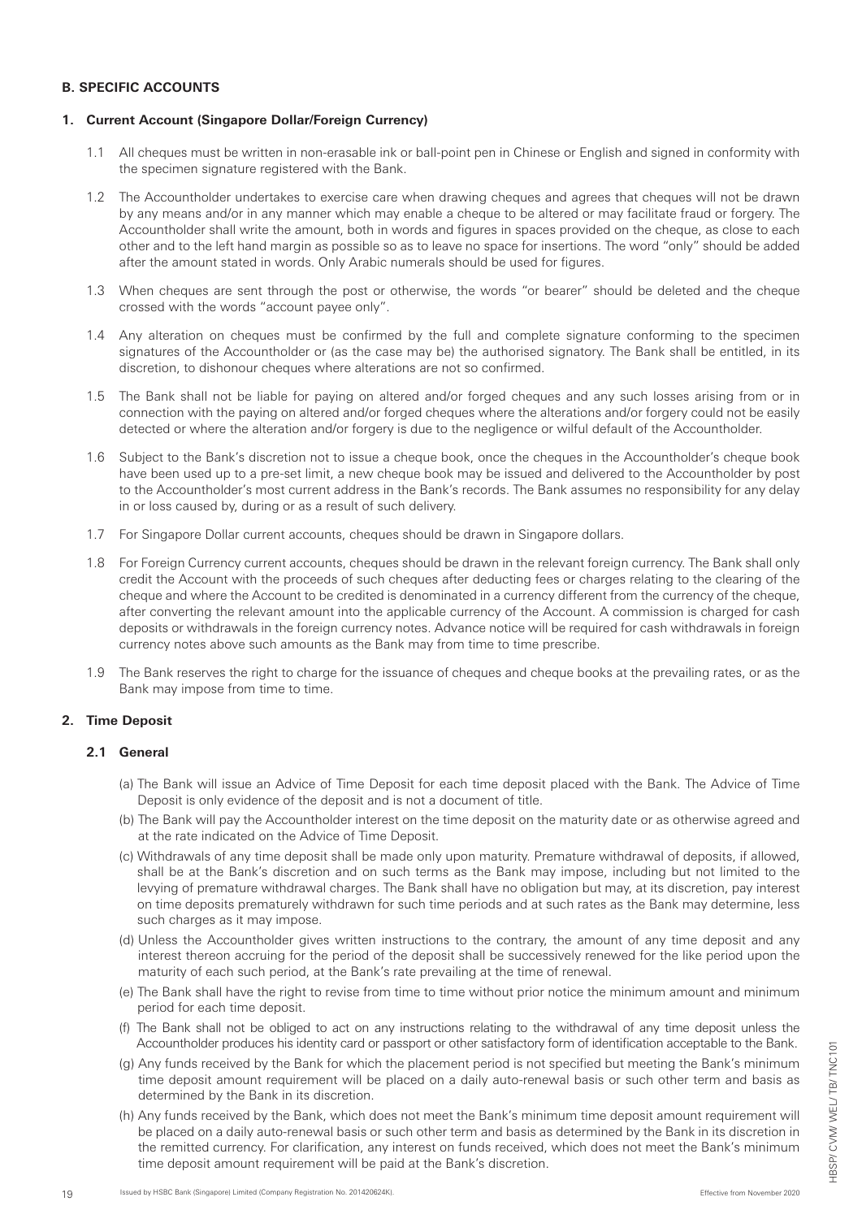## B. SPECIFIC ACCOUNTS

### 1. Current Account (Singapore Dollar/Foreign Currency)

1.1 All cheques must be written in non-erasable ink or ball-point pen in Chinese or English and signed in conformity with the specimen signature registered with the Bank.

1.2 The Accountholder undertakes to exercise care when drawing cheques and agrees that cheques will not be drawn by any means and/or in any manner which may enable a cheque to be altered or may facilitate fraud or forgery. The Accountholder shall write the amount, both in words and figures in spaces provided on the cheque, as close to each other and to the left hand margin as possible so as to leave no space for insertions. The word "only" should be added after the amount stated in words. Only Arabic numerals should be used for figures.

1.3 When cheques are sent through the post or otherwise, the words "or bearer" should be deleted and the cheque crossed with the words "account payee only".

1.4 Any alteration on cheques must be confirmed by the full and complete signature conforming to the specimen signatures of the Accountholder or (as the case may be) the authorised signatory. The Bank shall be entitled, in its discretion, to dishonour cheques where alterations are not so confirmed.

1.5 The Bank shall not be liable for paying on altered and/or forged cheques and any such losses arising from or in connection with the paying on altered and/or forged cheques where the alterations and/or forgery could not be easily detected or where the alteration and/or forgery is due to the negligence or wilful default of the Accountholder.

1.6 Subject to the Bank's discretion not to issue a cheque book, once the cheques in the Accountholder's cheque book have been used up to a pre-set limit, a new cheque book may be issued and delivered to the Accountholder by post to the Accountholder's most current address in the Bank's records. The Bank assumes no responsibility for any delay in or loss caused by, during or as a result of such delivery.

1.7 For Singapore Dollar current accounts, cheques should be drawn in Singapore dollars.

1.8 For Foreign Currency current accounts, cheques should be drawn in the relevant foreign currency. The Bank shall only credit the Account with the proceeds of such cheques after deducting fees or charges relating to the clearing of the cheque and where the Account to be credited is denominated in a currency different from the currency of the cheque, after converting the relevant amount into the applicable currency of the Account. A commission is charged for cash deposits or withdrawals in the foreign currency notes. Advance notice will be required for cash withdrawals in foreign currency notes above such amounts as the Bank may from time to time prescribe.

1.9 The Bank reserves the right to charge for the issuance of cheques and cheque books at the prevailing rates, or as the Bank may impose from time to time.

### 2. Time Deposit

#### 2.1 General

(a) The Bank will issue an Advice of Time Deposit for each time deposit placed with the Bank. The Advice of Time Deposit is only evidence of the deposit and is not a document of title.

(b) The Bank will pay the Accountholder interest on the time deposit on the maturity date or as otherwise agreed and at the rate indicated on the Advice of Time Deposit.

(c) Withdrawals of any time deposit shall be made only upon maturity. Premature withdrawal of deposits, if allowed, shall be at the Bank's discretion and on such terms as the Bank may impose, including but not limited to the levying of premature withdrawal charges. The Bank shall have no obligation but may, at its discretion, pay interest on time deposits prematurely withdrawn for such time periods and at such rates as the Bank may determine, less such charges as it may impose.

(d) Unless the Accountholder gives written instructions to the contrary, the amount of any time deposit and any interest thereon accruing for the period of the deposit shall be successively renewed for the like period upon the maturity of each such period, at the Bank's rate prevailing at the time of renewal.

(e) The Bank shall have the right to revise from time to time without prior notice the minimum amount and minimum period for each time deposit.

(f) The Bank shall not be obliged to act on any instructions relating to the withdrawal of any time deposit unless the Accountholder produces his identity card or passport or other satisfactory form of identification acceptable to the Bank.

(g) Any funds received by the Bank for which the placement period is not specified but meeting the Bank's minimum time deposit amount requirement will be placed on a daily auto-renewal basis or such other term and basis as determined by the Bank in its discretion.

(h) Any funds received by the Bank, which does not meet the Bank's minimum time deposit amount requirement will be placed on a daily auto-renewal basis or such other term and basis as determined by the Bank in its discretion in the remitted currency. For clarification, any interest on funds received, which does not meet the Bank's minimum time deposit amount requirement will be paid at the Bank's discretion.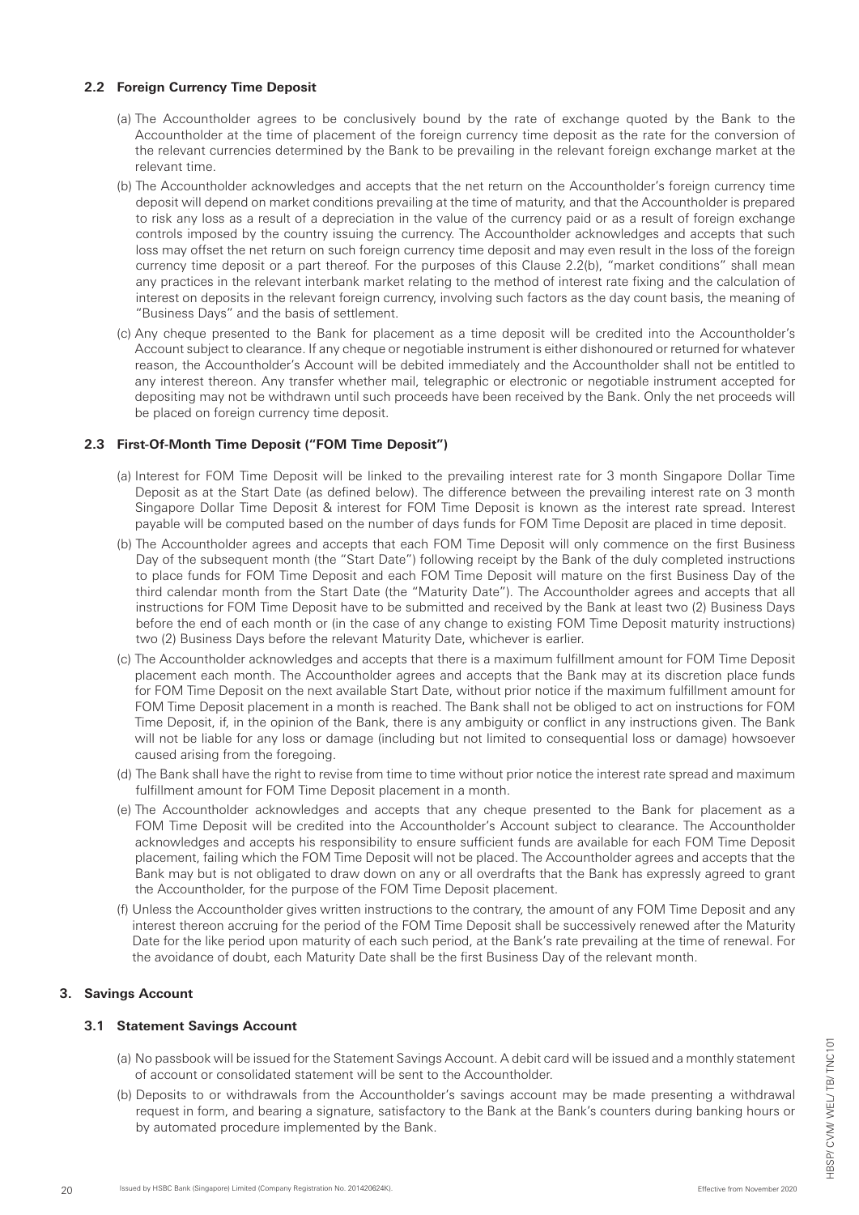### 2.2 Foreign Currency Time Deposit

(a) The Accountholder agrees to be conclusively bound by the rate of exchange quoted by the Bank to the Accountholder at the time of placement of the foreign currency time deposit as the rate for the conversion of the relevant currencies determined by the Bank to be prevailing in the relevant foreign exchange market at the relevant time.

(b) The Accountholder acknowledges and accepts that the net return on the Accountholder's foreign currency time deposit will depend on market conditions prevailing at the time of maturity, and that the Accountholder is prepared to risk any loss as a result of a depreciation in the value of the currency paid or as a result of foreign exchange controls imposed by the country issuing the currency. The Accountholder acknowledges and accepts that such loss may offset the net return on such foreign currency time deposit and may even result in the loss of the foreign currency time deposit or a part thereof. For the purposes of this Clause 2.2(b), "market conditions" shall mean any practices in the relevant interbank market relating to the method of interest rate fixing and the calculation of interest on deposits in the relevant foreign currency, involving such factors as the day count basis, the meaning of "Business Days" and the basis of settlement.

(c) Any cheque presented to the Bank for placement as a time deposit will be credited into the Accountholder's Account subject to clearance. If any cheque or negotiable instrument is either dishonoured or returned for whatever reason, the Accountholder's Account will be debited immediately and the Accountholder shall not be entitled to any interest thereon. Any transfer whether mail, telegraphic or electronic or negotiable instrument accepted for depositing may not be withdrawn until such proceeds have been received by the Bank. Only the net proceeds will be placed on foreign currency time deposit.

### 2.3 First-Of-Month Time Deposit ("FOM Time Deposit")

(a) Interest for FOM Time Deposit will be linked to the prevailing interest rate for 3 month Singapore Dollar Time Deposit as at the Start Date (as defined below). The difference between the prevailing interest rate on 3 month Singapore Dollar Time Deposit & interest for FOM Time Deposit is known as the interest rate spread. Interest payable will be computed based on the number of days funds for FOM Time Deposit are placed in time deposit.

(b) The Accountholder agrees and accepts that each FOM Time Deposit will only commence on the first Business Day of the subsequent month (the "Start Date") following receipt by the Bank of the duly completed instructions to place funds for FOM Time Deposit and each FOM Time Deposit will mature on the first Business Day of the third calendar month from the Start Date (the "Maturity Date"). The Accountholder agrees and accepts that all instructions for FOM Time Deposit have to be submitted and received by the Bank at least two (2) Business Days before the end of each month or (in the case of any change to existing FOM Time Deposit maturity instructions) two (2) Business Days before the relevant Maturity Date, whichever is earlier.

(c) The Accountholder acknowledges and accepts that there is a maximum fulfillment amount for FOM Time Deposit placement each month. The Accountholder agrees and accepts that the Bank may at its discretion place funds for FOM Time Deposit on the next available Start Date, without prior notice if the maximum fulfillment amount for FOM Time Deposit placement in a month is reached. The Bank shall not be obliged to act on instructions for FOM Time Deposit, if, in the opinion of the Bank, there is any ambiguity or conflict in any instructions given. The Bank will not be liable for any loss or damage (including but not limited to consequential loss or damage) howsoever caused arising from the foregoing.

(d) The Bank shall have the right to revise from time to time without prior notice the interest rate spread and maximum fulfillment amount for FOM Time Deposit placement in a month.

(e) The Accountholder acknowledges and accepts that any cheque presented to the Bank for placement as a FOM Time Deposit will be credited into the Accountholder's Account subject to clearance. The Accountholder acknowledges and accepts his responsibility to ensure sufficient funds are available for each FOM Time Deposit placement, failing which the FOM Time Deposit will not be placed. The Accountholder agrees and accepts that the Bank may but is not obligated to draw down on any or all overdrafts that the Bank has expressly agreed to grant the Accountholder, for the purpose of the FOM Time Deposit placement.

(f) Unless the Accountholder gives written instructions to the contrary, the amount of any FOM Time Deposit and any interest thereon accruing for the period of the FOM Time Deposit shall be successively renewed after the Maturity Date for the like period upon maturity of each such period, at the Bank's rate prevailing at the time of renewal. For the avoidance of doubt, each Maturity Date shall be the first Business Day of the relevant month.

## 3. Savings Account

### 3.1 Statement Savings Account

(a) No passbook will be issued for the Statement Savings Account. A debit card will be issued and a monthly statement of account or consolidated statement will be sent to the Accountholder.

(b) Deposits to or withdrawals from the Accountholder's savings account may be made presenting a withdrawal request in form, and bearing a signature, satisfactory to the Bank at the Bank's counters during banking hours or by automated procedure implemented by the Bank.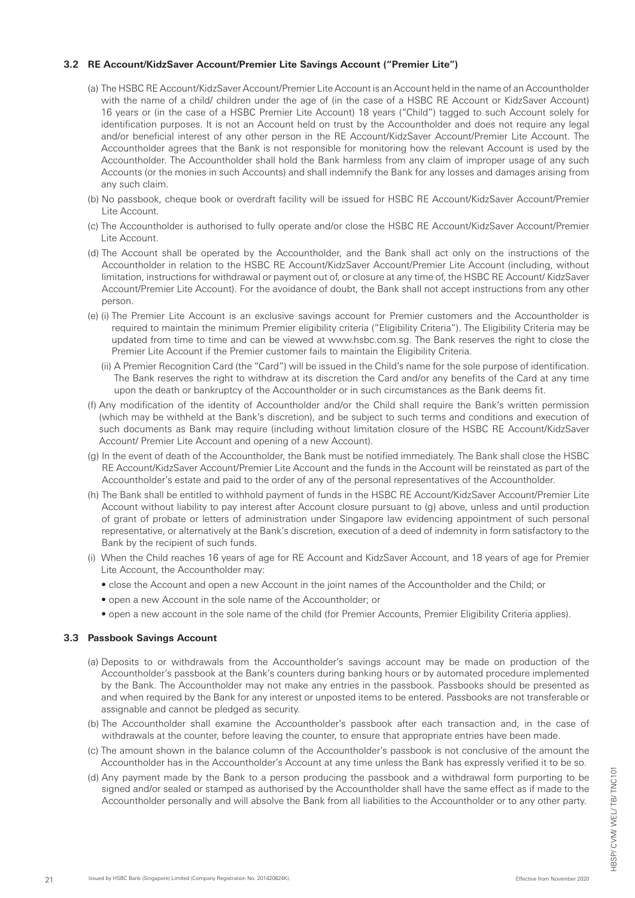### 3.2 RE Account/KidzSaver Account/Premier Lite Savings Account ("Premier Lite")

(a) The HSBC RE Account/KidzSaver Account/Premier Lite Account is an Account held in the name of an Accountholder with the name of a child/ children under the age of (in the case of a HSBC RE Account or KidzSaver Account) 16 years or (in the case of a HSBC Premier Lite Account) 18 years ("Child") tagged to such Account solely for identification purposes. It is not an Account held on trust by the Accountholder and does not require any legal and/or beneficial interest of any other person in the RE Account/KidzSaver Account/Premier Lite Account. The Accountholder agrees that the Bank is not responsible for monitoring how the relevant Account is used by the Accountholder. The Accountholder shall hold the Bank harmless from any claim of improper usage of any such Accounts (or the monies in such Accounts) and shall indemnify the Bank for any losses and damages arising from any such claim.

(b) No passbook, cheque book or overdraft facility will be issued for HSBC RE Account/KidzSaver Account/Premier Lite Account.

(c) The Accountholder is authorised to fully operate and/or close the HSBC RE Account/KidzSaver Account/Premier Lite Account.

(d) The Account shall be operated by the Accountholder, and the Bank shall act only on the instructions of the Accountholder in relation to the HSBC RE Account/KidzSaver Account/Premier Lite Account (including, without limitation, instructions for withdrawal or payment out of, or closure at any time of, the HSBC RE Account/ KidzSaver Account/Premier Lite Account). For the avoidance of doubt, the Bank shall not accept instructions from any other person.

(e) (i) The Premier Lite Account is an exclusive savings account for Premier customers and the Accountholder is required to maintain the minimum Premier eligibility criteria ("Eligibility Criteria"). The Eligibility Criteria may be updated from time to time and can be viewed at www.hsbc.com.sg. The Bank reserves the right to close the Premier Lite Account if the Premier customer fails to maintain the Eligibility Criteria.

(ii) A Premier Recognition Card (the "Card") will be issued in the Child's name for the sole purpose of identification. The Bank reserves the right to withdraw at its discretion the Card and/or any benefits of the Card at any time upon the death or bankruptcy of the Accountholder or in such circumstances as the Bank deems fit.

(f) Any modification of the identity of Accountholder and/or the Child shall require the Bank's written permission (which may be withheld at the Bank's discretion), and be subject to such terms and conditions and execution of such documents as Bank may require (including without limitation closure of the HSBC RE Account/KidzSaver Account/ Premier Lite Account and opening of a new Account).

(g) In the event of death of the Accountholder, the Bank must be notified immediately. The Bank shall close the HSBC RE Account/KidzSaver Account/Premier Lite Account and the funds in the Account will be reinstated as part of the Accountholder's estate and paid to the order of any of the personal representatives of the Accountholder.

(h) The Bank shall be entitled to withhold payment of funds in the HSBC RE Account/KidzSaver Account/Premier Lite Account without liability to pay interest after Account closure pursuant to (g) above, unless and until production of grant of probate or letters of administration under Singapore law evidencing appointment of such personal representative, or alternatively at the Bank's discretion, execution of a deed of indemnity in form satisfactory to the Bank by the recipient of such funds.

(i) When the Child reaches 16 years of age for RE Account and KidzSaver Account, and 18 years of age for Premier Lite Account, the Accountholder may:

- close the Account and open a new Account in the joint names of the Accountholder and the Child; or
- open a new Account in the sole name of the Accountholder; or
- open a new account in the sole name of the child (for Premier Accounts, Premier Eligibility Criteria applies).

### 3.3 Passbook Savings Account

(a) Deposits to or withdrawals from the Accountholder's savings account may be made on production of the Accountholder's passbook at the Bank's counters during banking hours or by automated procedure implemented by the Bank. The Accountholder may not make any entries in the passbook. Passbooks should be presented as and when required by the Bank for any interest or unposted items to be entered. Passbooks are not transferable or assignable and cannot be pledged as security.

(b) The Accountholder shall examine the Accountholder's passbook after each transaction and, in the case of withdrawals at the counter, before leaving the counter, to ensure that appropriate entries have been made.

(c) The amount shown in the balance column of the Accountholder's passbook is not conclusive of the amount the Accountholder has in the Accountholder's Account at any time unless the Bank has expressly verified it to be so.

(d) Any payment made by the Bank to a person producing the passbook and a withdrawal form purporting to be signed and/or sealed or stamped as authorised by the Accountholder shall have the same effect as if made to the Accountholder personally and will absolve the Bank from all liabilities to the Accountholder or to any other party.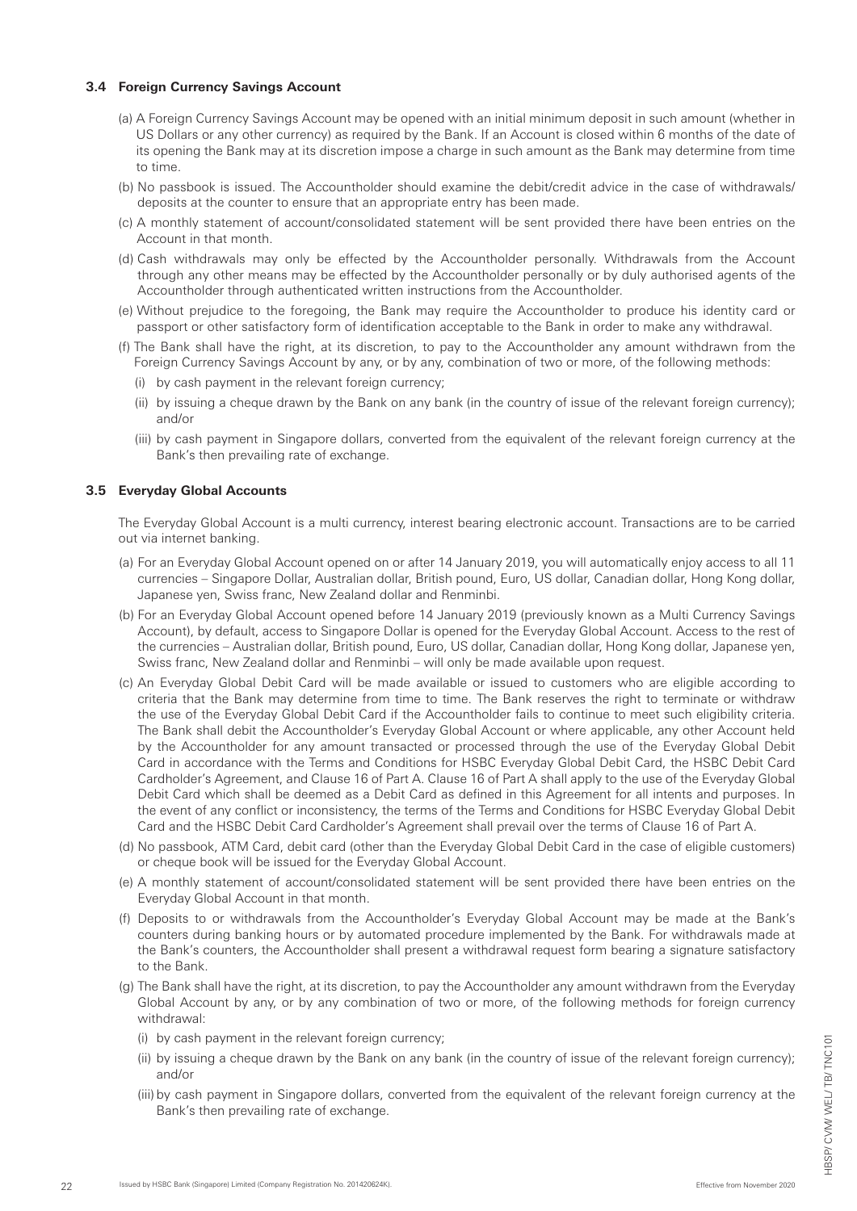### 3.4 Foreign Currency Savings Account

(a) A Foreign Currency Savings Account may be opened with an initial minimum deposit in such amount (whether in US Dollars or any other currency) as required by the Bank. If an Account is closed within 6 months of the date of its opening the Bank may at its discretion impose a charge in such amount as the Bank may determine from time to time.

(b) No passbook is issued. The Accountholder should examine the debit/credit advice in the case of withdrawals/ deposits at the counter to ensure that an appropriate entry has been made.

(c) A monthly statement of account/consolidated statement will be sent provided there have been entries on the Account in that month.

(d) Cash withdrawals may only be effected by the Accountholder personally. Withdrawals from the Account through any other means may be effected by the Accountholder personally or by duly authorised agents of the Accountholder through authenticated written instructions from the Accountholder.

(e) Without prejudice to the foregoing, the Bank may require the Accountholder to produce his identity card or passport or other satisfactory form of identification acceptable to the Bank in order to make any withdrawal.

(f) The Bank shall have the right, at its discretion, to pay to the Accountholder any amount withdrawn from the Foreign Currency Savings Account by any, or by any, combination of two or more, of the following methods:

(i) by cash payment in the relevant foreign currency;

(ii) by issuing a cheque drawn by the Bank on any bank (in the country of issue of the relevant foreign currency); and/or

(iii) by cash payment in Singapore dollars, converted from the equivalent of the relevant foreign currency at the Bank's then prevailing rate of exchange.

### 3.5 Everyday Global Accounts

The Everyday Global Account is a multi currency, interest bearing electronic account. Transactions are to be carried out via internet banking.

(a) For an Everyday Global Account opened on or after 14 January 2019, you will automatically enjoy access to all 11 currencies – Singapore Dollar, Australian dollar, British pound, Euro, US dollar, Canadian dollar, Hong Kong dollar, Japanese yen, Swiss franc, New Zealand dollar and Renminbi.

(b) For an Everyday Global Account opened before 14 January 2019 (previously known as a Multi Currency Savings Account), by default, access to Singapore Dollar is opened for the Everyday Global Account. Access to the rest of the currencies – Australian dollar, British pound, Euro, US dollar, Canadian dollar, Hong Kong dollar, Japanese yen, Swiss franc, New Zealand dollar and Renminbi – will only be made available upon request.

(c) An Everyday Global Debit Card will be made available or issued to customers who are eligible according to criteria that the Bank may determine from time to time. The Bank reserves the right to terminate or withdraw the use of the Everyday Global Debit Card if the Accountholder fails to continue to meet such eligibility criteria. The Bank shall debit the Accountholder's Everyday Global Account or where applicable, any other Account held by the Accountholder for any amount transacted or processed through the use of the Everyday Global Debit Card in accordance with the Terms and Conditions for HSBC Everyday Global Debit Card, the HSBC Debit Card Cardholder's Agreement, and Clause 16 of Part A. Clause 16 of Part A shall apply to the use of the Everyday Global Debit Card which shall be deemed as a Debit Card as defined in this Agreement for all intents and purposes. In the event of any conflict or inconsistency, the terms of the Terms and Conditions for HSBC Everyday Global Debit Card and the HSBC Debit Card Cardholder's Agreement shall prevail over the terms of Clause 16 of Part A.

(d) No passbook, ATM Card, debit card (other than the Everyday Global Debit Card in the case of eligible customers) or cheque book will be issued for the Everyday Global Account.

(e) A monthly statement of account/consolidated statement will be sent provided there have been entries on the Everyday Global Account in that month.

(f) Deposits to or withdrawals from the Accountholder's Everyday Global Account may be made at the Bank's counters during banking hours or by automated procedure implemented by the Bank. For withdrawals made at the Bank's counters, the Accountholder shall present a withdrawal request form bearing a signature satisfactory to the Bank.

(g) The Bank shall have the right, at its discretion, to pay the Accountholder any amount withdrawn from the Everyday Global Account by any, or by any combination of two or more, of the following methods for foreign currency withdrawal:

(i) by cash payment in the relevant foreign currency;

(ii) by issuing a cheque drawn by the Bank on any bank (in the country of issue of the relevant foreign currency); and/or

(iii) by cash payment in Singapore dollars, converted from the equivalent of the relevant foreign currency at the Bank's then prevailing rate of exchange.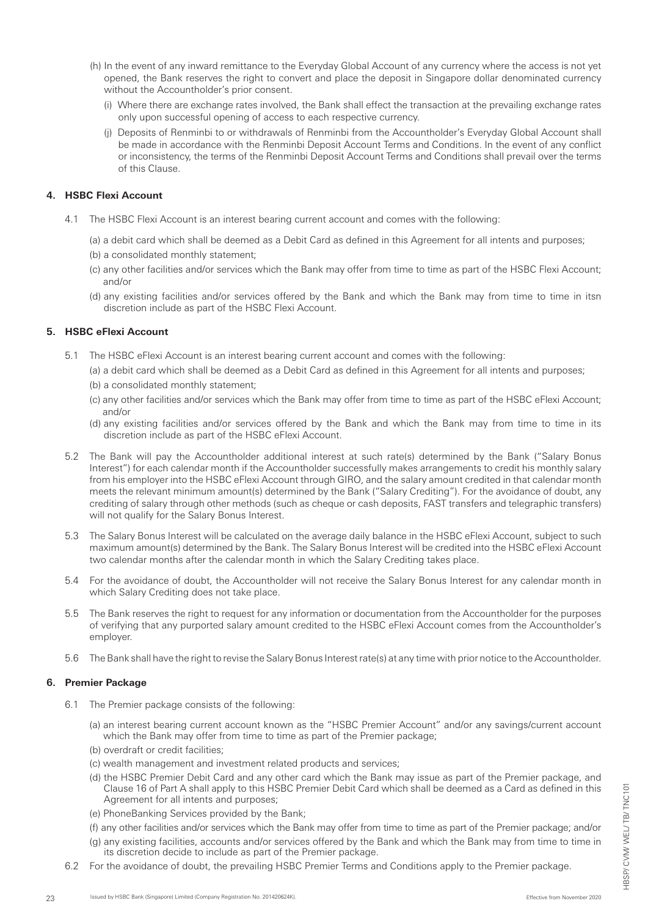(h) In the event of any inward remittance to the Everyday Global Account of any currency where the access is not yet opened, the Bank reserves the right to convert and place the deposit in Singapore dollar denominated currency without the Accountholder's prior consent.

(i) Where there are exchange rates involved, the Bank shall effect the transaction at the prevailing exchange rates only upon successful opening of access to each respective currency.

(j) Deposits of Renminbi to or withdrawals of Renminbi from the Accountholder's Everyday Global Account shall be made in accordance with the Renminbi Deposit Account Terms and Conditions. In the event of any conflict or inconsistency, the terms of the Renminbi Deposit Account Terms and Conditions shall prevail over the terms of this Clause.

## 4. HSBC Flexi Account

4.1 The HSBC Flexi Account is an interest bearing current account and comes with the following:

(a) a debit card which shall be deemed as a Debit Card as defined in this Agreement for all intents and purposes;

(b) a consolidated monthly statement;

(c) any other facilities and/or services which the Bank may offer from time to time as part of the HSBC Flexi Account; and/or

(d) any existing facilities and/or services offered by the Bank and which the Bank may from time to time in itsn discretion include as part of the HSBC Flexi Account.

## 5. HSBC eFlexi Account

5.1 The HSBC eFlexi Account is an interest bearing current account and comes with the following:

(a) a debit card which shall be deemed as a Debit Card as defined in this Agreement for all intents and purposes;

(b) a consolidated monthly statement;

(c) any other facilities and/or services which the Bank may offer from time to time as part of the HSBC eFlexi Account; and/or

(d) any existing facilities and/or services offered by the Bank and which the Bank may from time to time in its discretion include as part of the HSBC eFlexi Account.

5.2 The Bank will pay the Accountholder additional interest at such rate(s) determined by the Bank ("Salary Bonus Interest") for each calendar month if the Accountholder successfully makes arrangements to credit his monthly salary from his employer into the HSBC eFlexi Account through GIRO, and the salary amount credited in that calendar month meets the relevant minimum amount(s) determined by the Bank ("Salary Crediting"). For the avoidance of doubt, any crediting of salary through other methods (such as cheque or cash deposits, FAST transfers and telegraphic transfers) will not qualify for the Salary Bonus Interest.

5.3 The Salary Bonus Interest will be calculated on the average daily balance in the HSBC eFlexi Account, subject to such maximum amount(s) determined by the Bank. The Salary Bonus Interest will be credited into the HSBC eFlexi Account two calendar months after the calendar month in which the Salary Crediting takes place.

5.4 For the avoidance of doubt, the Accountholder will not receive the Salary Bonus Interest for any calendar month in which Salary Crediting does not take place.

5.5 The Bank reserves the right to request for any information or documentation from the Accountholder for the purposes of verifying that any purported salary amount credited to the HSBC eFlexi Account comes from the Accountholder's employer.

5.6 The Bank shall have the right to revise the Salary Bonus Interest rate(s) at any time with prior notice to the Accountholder.

## 6. Premier Package

6.1 The Premier package consists of the following:

(a) an interest bearing current account known as the "HSBC Premier Account" and/or any savings/current account which the Bank may offer from time to time as part of the Premier package;

(b) overdraft or credit facilities;

(c) wealth management and investment related products and services;

(d) the HSBC Premier Debit Card and any other card which the Bank may issue as part of the Premier package, and Clause 16 of Part A shall apply to this HSBC Premier Debit Card which shall be deemed as a Card as defined in this Agreement for all intents and purposes;

(e) PhoneBanking Services provided by the Bank;

(f) any other facilities and/or services which the Bank may offer from time to time as part of the Premier package; and/or

(g) any existing facilities, accounts and/or services offered by the Bank and which the Bank may from time to time in its discretion decide to include as part of the Premier package.

6.2 For the avoidance of doubt, the prevailing HSBC Premier Terms and Conditions apply to the Premier package.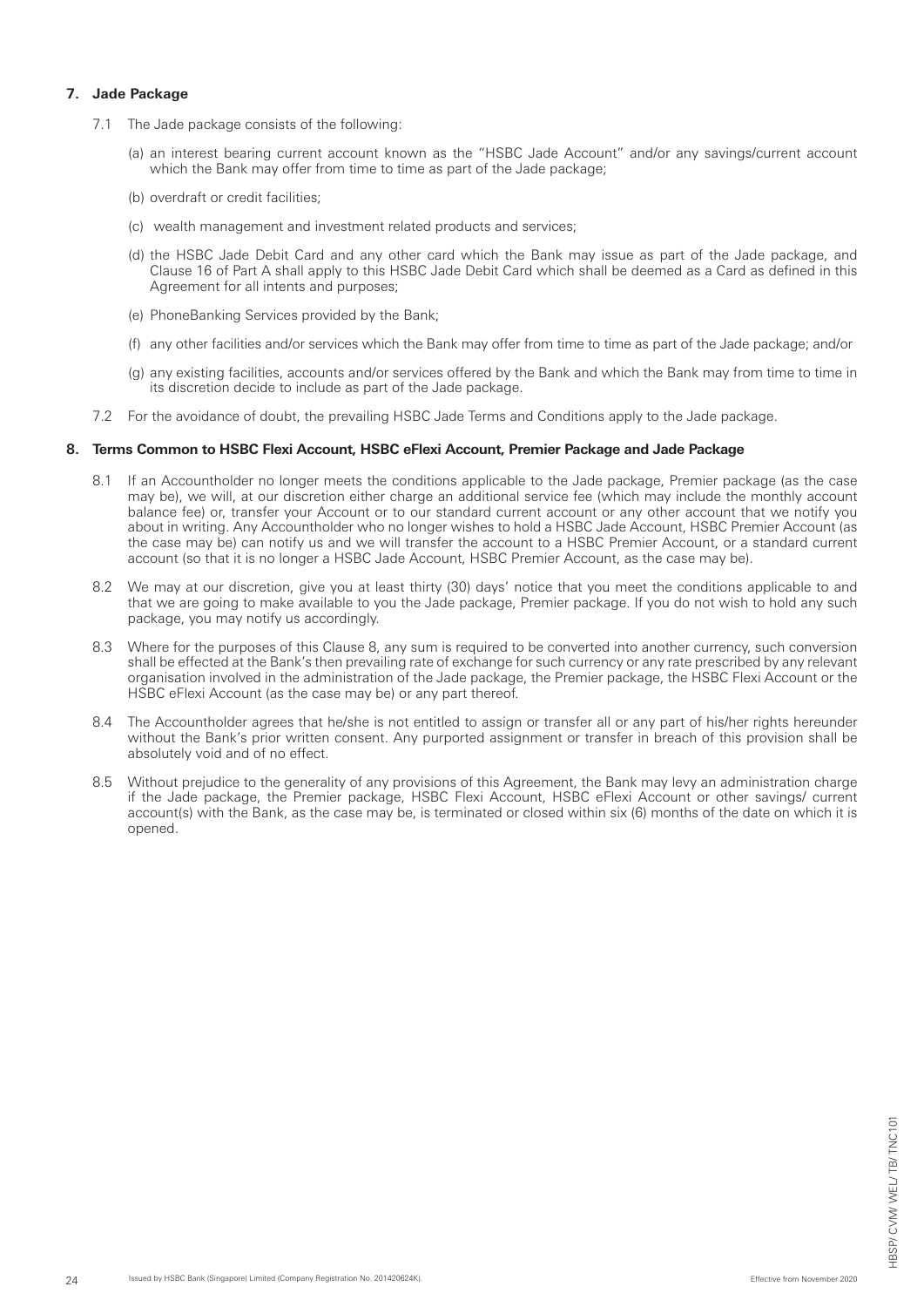**7. Jade Package**

7.1 The Jade package consists of the following:

(a) an interest bearing current account known as the "HSBC Jade Account" and/or any savings/current account which the Bank may offer from time to time as part of the Jade package;

(b) overdraft or credit facilities;

(c) wealth management and investment related products and services;

(d) the HSBC Jade Debit Card and any other card which the Bank may issue as part of the Jade package, and Clause 16 of Part A shall apply to this HSBC Jade Debit Card which shall be deemed as a Card as defined in this Agreement for all intents and purposes;

(e) PhoneBanking Services provided by the Bank;

(f) any other facilities and/or services which the Bank may offer from time to time as part of the Jade package; and/or

(g) any existing facilities, accounts and/or services offered by the Bank and which the Bank may from time to time in its discretion decide to include as part of the Jade package.

7.2 For the avoidance of doubt, the prevailing HSBC Jade Terms and Conditions apply to the Jade package.

**8. Terms Common to HSBC Flexi Account, HSBC eFlexi Account, Premier Package and Jade Package**

8.1 If an Accountholder no longer meets the conditions applicable to the Jade package, Premier package (as the case may be), we will, at our discretion either charge an additional service fee (which may include the monthly account balance fee) or, transfer your Account or to our standard current account or any other account that we notify you about in writing. Any Accountholder who no longer wishes to hold a HSBC Jade Account, HSBC Premier Account (as the case may be) can notify us and we will transfer the account to a HSBC Premier Account, or a standard current account (so that it is no longer a HSBC Jade Account, HSBC Premier Account, as the case may be).

8.2 We may at our discretion, give you at least thirty (30) days' notice that you meet the conditions applicable to and that we are going to make available to you the Jade package, Premier package. If you do not wish to hold any such package, you may notify us accordingly.

8.3 Where for the purposes of this Clause 8, any sum is required to be converted into another currency, such conversion shall be effected at the Bank's then prevailing rate of exchange for such currency or any rate prescribed by any relevant organisation involved in the administration of the Jade package, the Premier package, the HSBC Flexi Account or the HSBC eFlexi Account (as the case may be) or any part thereof.

8.4 The Accountholder agrees that he/she is not entitled to assign or transfer all or any part of his/her rights hereunder without the Bank's prior written consent. Any purported assignment or transfer in breach of this provision shall be absolutely void and of no effect.

8.5 Without prejudice to the generality of any provisions of this Agreement, the Bank may levy an administration charge if the Jade package, the Premier package, HSBC Flexi Account, HSBC eFlexi Account or other savings/ current account(s) with the Bank, as the case may be, is terminated or closed within six (6) months of the date on which it is opened.